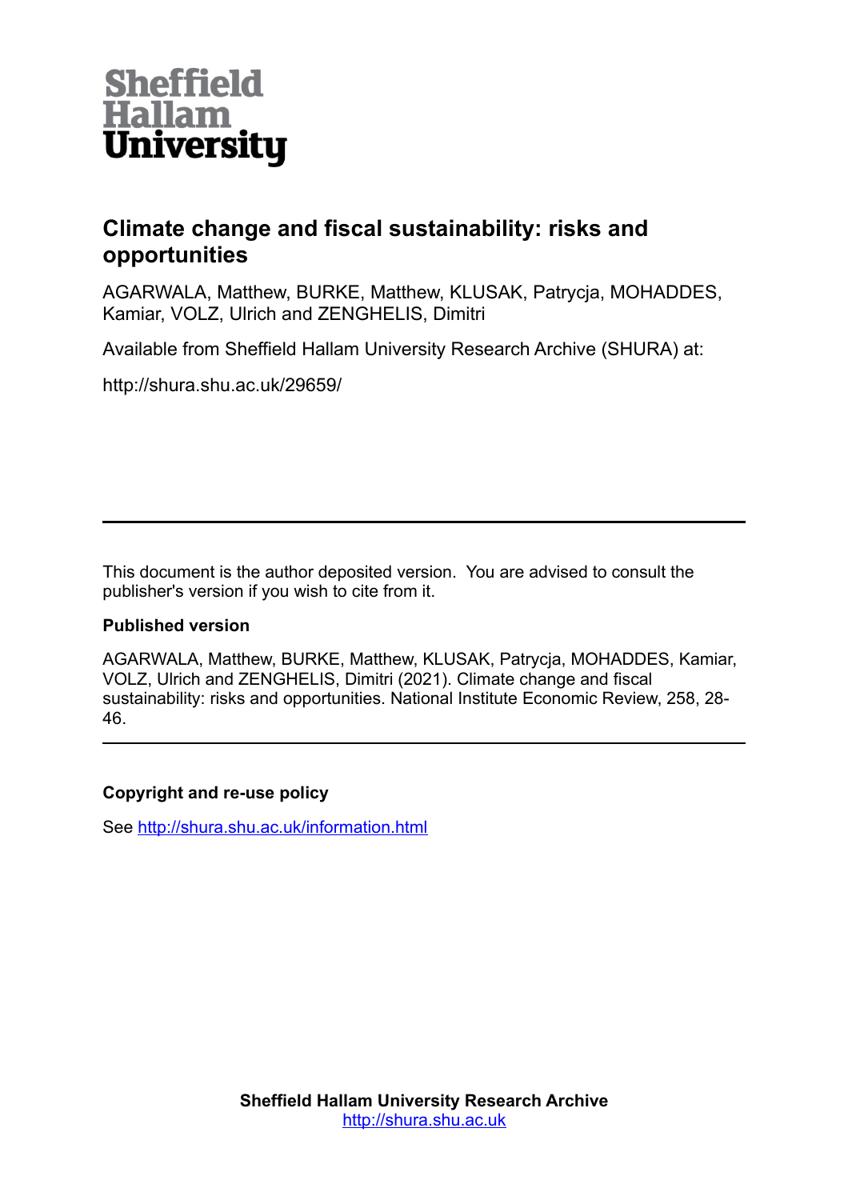Sheffield Hallam University

# Climate change and fiscal sustainability: risks and opportunities

AGARWALA, Matthew, BURKE, Matthew, KLUSAK, Patrycja, MOHADDES, Kamiar, VOLZ, Ulrich and ZENGHELIS, Dimitri

Available from Sheffield Hallam University Research Archive (SHURA) at:

http://shura.shu.ac.uk/29659/

---

This document is the author deposited version. You are advised to consult the publisher's version if you wish to cite from it.

**Published version**

AGARWALA, Matthew, BURKE, Matthew, KLUSAK, Patrycja, MOHADDES, Kamiar, VOLZ, Ulrich and ZENGHELIS, Dimitri (2021). Climate change and fiscal sustainability: risks and opportunities. National Institute Economic Review, 258, 28-46.

---

**Copyright and re-use policy**

See http://shura.shu.ac.uk/information.html

**Sheffield Hallam University Research Archive**
http://shura.shu.ac.uk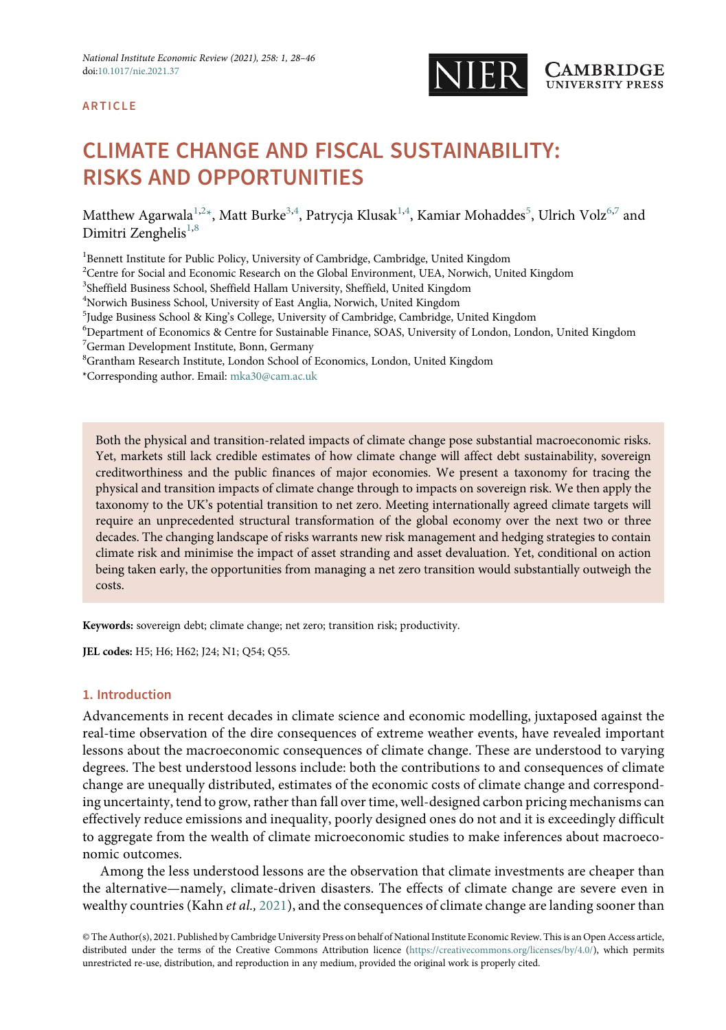# CLIMATE CHANGE AND FISCAL SUSTAINABILITY: RISKS AND OPPORTUNITIES

Matthew Agarwala[1,2,*], Matt Burke[3,4], Patrycja Klusak[1,4], Kamiar Mohaddes[5], Ulrich Volz[6,7] and Dimitri Zenghelis[1,8]

[1]Bennett Institute for Public Policy, University of Cambridge, Cambridge, United Kingdom
[2]Centre for Social and Economic Research on the Global Environment, UEA, Norwich, United Kingdom
[3]Sheffield Business School, Sheffield Hallam University, Sheffield, United Kingdom
[4]Norwich Business School, University of East Anglia, Norwich, United Kingdom
[5]Judge Business School & King's College, University of Cambridge, Cambridge, United Kingdom
[6]Department of Economics & Centre for Sustainable Finance, SOAS, University of London, London, United Kingdom
[7]German Development Institute, Bonn, Germany
[8]Grantham Research Institute, London School of Economics, London, United Kingdom
*Corresponding author. Email: mka30@cam.ac.uk

Both the physical and transition-related impacts of climate change pose substantial macroeconomic risks. Yet, markets still lack credible estimates of how climate change will affect debt sustainability, sovereign creditworthiness and the public finances of major economies. We present a taxonomy for tracing the physical and transition impacts of climate change through to impacts on sovereign risk. We then apply the taxonomy to the UK's potential transition to net zero. Meeting internationally agreed climate targets will require an unprecedented structural transformation of the global economy over the next two or three decades. The changing landscape of risks warrants new risk management and hedging strategies to contain climate risk and minimise the impact of asset stranding and asset devaluation. Yet, conditional on action being taken early, the opportunities from managing a net zero transition would substantially outweigh the costs.

**Keywords:** sovereign debt; climate change; net zero; transition risk; productivity.

**JEL codes:** H5; H6; H62; J24; N1; Q54; Q55.

## 1. Introduction

Advancements in recent decades in climate science and economic modelling, juxtaposed against the real-time observation of the dire consequences of extreme weather events, have revealed important lessons about the macroeconomic consequences of climate change. These are understood to varying degrees. The best understood lessons include: both the contributions to and consequences of climate change are unequally distributed, estimates of the economic costs of climate change and corresponding uncertainty, tend to grow, rather than fall over time, well-designed carbon pricing mechanisms can effectively reduce emissions and inequality, poorly designed ones do not and it is exceedingly difficult to aggregate from the wealth of climate microeconomic studies to make inferences about macroeconomic outcomes.

Among the less understood lessons are the observation that climate investments are cheaper than the alternative—namely, climate-driven disasters. The effects of climate change are severe even in wealthy countries (Kahn *et al.,* 2021), and the consequences of climate change are landing sooner than

© The Author(s), 2021. Published by Cambridge University Press on behalf of National Institute Economic Review. This is an Open Access article, distributed under the terms of the Creative Commons Attribution licence (https://creativecommons.org/licenses/by/4.0/), which permits unrestricted re-use, distribution, and reproduction in any medium, provided the original work is properly cited.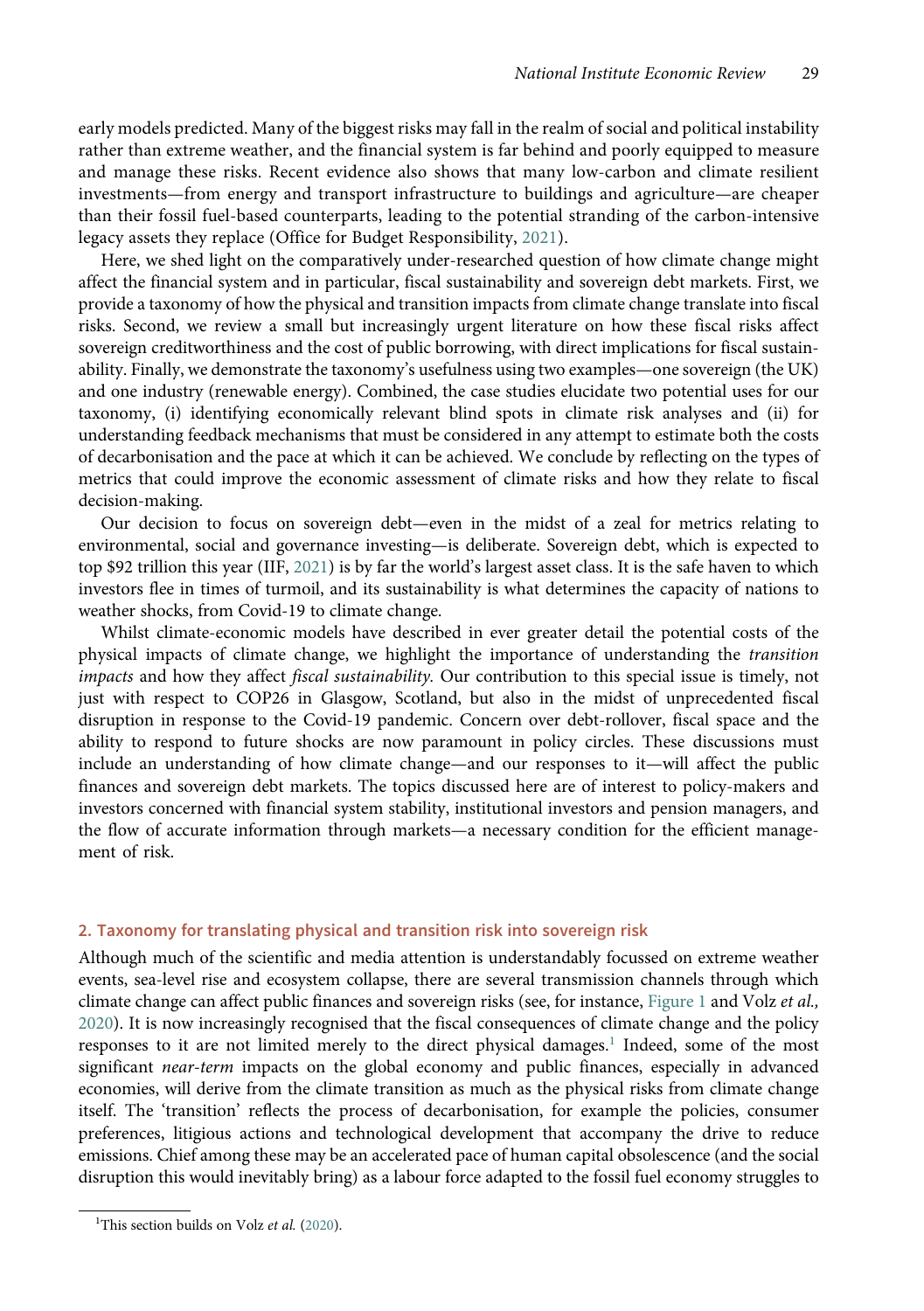early models predicted. Many of the biggest risks may fall in the realm of social and political instability rather than extreme weather, and the financial system is far behind and poorly equipped to measure and manage these risks. Recent evidence also shows that many low-carbon and climate resilient investments—from energy and transport infrastructure to buildings and agriculture—are cheaper than their fossil fuel-based counterparts, leading to the potential stranding of the carbon-intensive legacy assets they replace (Office for Budget Responsibility, 2021).

Here, we shed light on the comparatively under-researched question of how climate change might affect the financial system and in particular, fiscal sustainability and sovereign debt markets. First, we provide a taxonomy of how the physical and transition impacts from climate change translate into fiscal risks. Second, we review a small but increasingly urgent literature on how these fiscal risks affect sovereign creditworthiness and the cost of public borrowing, with direct implications for fiscal sustainability. Finally, we demonstrate the taxonomy's usefulness using two examples—one sovereign (the UK) and one industry (renewable energy). Combined, the case studies elucidate two potential uses for our taxonomy, (i) identifying economically relevant blind spots in climate risk analyses and (ii) for understanding feedback mechanisms that must be considered in any attempt to estimate both the costs of decarbonisation and the pace at which it can be achieved. We conclude by reflecting on the types of metrics that could improve the economic assessment of climate risks and how they relate to fiscal decision-making.

Our decision to focus on sovereign debt—even in the midst of a zeal for metrics relating to environmental, social and governance investing—is deliberate. Sovereign debt, which is expected to top \$92 trillion this year (IIF, 2021) is by far the world's largest asset class. It is the safe haven to which investors flee in times of turmoil, and its sustainability is what determines the capacity of nations to weather shocks, from Covid-19 to climate change.

Whilst climate-economic models have described in ever greater detail the potential costs of the physical impacts of climate change, we highlight the importance of understanding the *transition impacts* and how they affect *fiscal sustainability.* Our contribution to this special issue is timely, not just with respect to COP26 in Glasgow, Scotland, but also in the midst of unprecedented fiscal disruption in response to the Covid-19 pandemic. Concern over debt-rollover, fiscal space and the ability to respond to future shocks are now paramount in policy circles. These discussions must include an understanding of how climate change—and our responses to it—will affect the public finances and sovereign debt markets. The topics discussed here are of interest to policy-makers and investors concerned with financial system stability, institutional investors and pension managers, and the flow of accurate information through markets—a necessary condition for the efficient management of risk.

## 2. Taxonomy for translating physical and transition risk into sovereign risk

Although much of the scientific and media attention is understandably focussed on extreme weather events, sea-level rise and ecosystem collapse, there are several transmission channels through which climate change can affect public finances and sovereign risks (see, for instance, Figure 1 and Volz *et al.,* 2020). It is now increasingly recognised that the fiscal consequences of climate change and the policy responses to it are not limited merely to the direct physical damages.[1] Indeed, some of the most significant *near-term* impacts on the global economy and public finances, especially in advanced economies, will derive from the climate transition as much as the physical risks from climate change itself. The 'transition' reflects the process of decarbonisation, for example the policies, consumer preferences, litigious actions and technological development that accompany the drive to reduce emissions. Chief among these may be an accelerated pace of human capital obsolescence (and the social disruption this would inevitably bring) as a labour force adapted to the fossil fuel economy struggles to

[1] This section builds on Volz *et al.* (2020).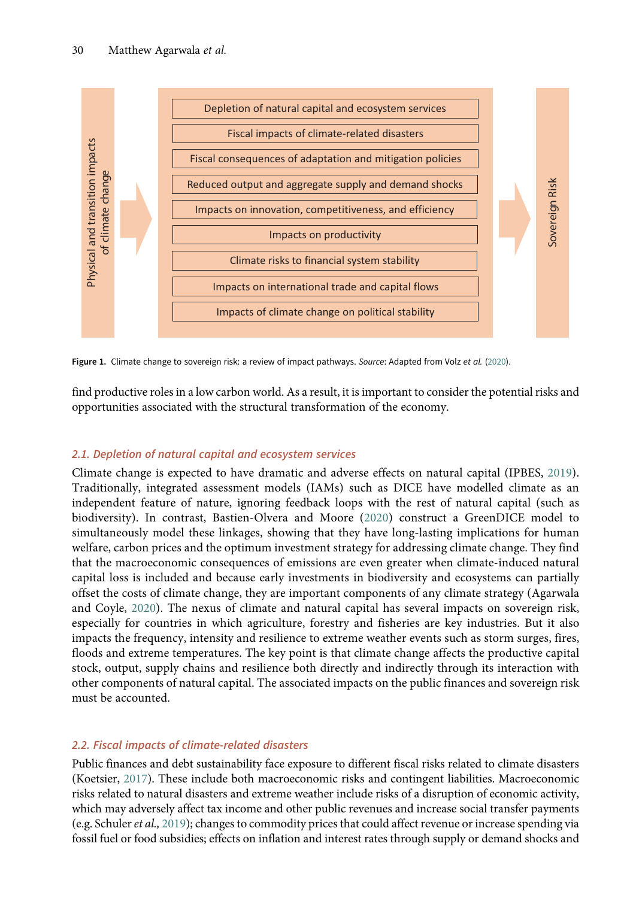Physical and transition impacts of climate change

- Depletion of natural capital and ecosystem services
- Fiscal impacts of climate-related disasters
- Fiscal consequences of adaptation and mitigation policies
- Reduced output and aggregate supply and demand shocks
- Impacts on innovation, competitiveness, and efficiency
- Impacts on productivity
- Climate risks to financial system stability
- Impacts on international trade and capital flows
- Impacts of climate change on political stability

Sovereign Risk

**Figure 1.** Climate change to sovereign risk: a review of impact pathways. *Source*: Adapted from Volz *et al.* (2020).

find productive roles in a low carbon world. As a result, it is important to consider the potential risks and opportunities associated with the structural transformation of the economy.

## *2.1. Depletion of natural capital and ecosystem services*

Climate change is expected to have dramatic and adverse effects on natural capital (IPBES, 2019). Traditionally, integrated assessment models (IAMs) such as DICE have modelled climate as an independent feature of nature, ignoring feedback loops with the rest of natural capital (such as biodiversity). In contrast, Bastien-Olvera and Moore (2020) construct a GreenDICE model to simultaneously model these linkages, showing that they have long-lasting implications for human welfare, carbon prices and the optimum investment strategy for addressing climate change. They find that the macroeconomic consequences of emissions are even greater when climate-induced natural capital loss is included and because early investments in biodiversity and ecosystems can partially offset the costs of climate change, they are important components of any climate strategy (Agarwala and Coyle, 2020). The nexus of climate and natural capital has several impacts on sovereign risk, especially for countries in which agriculture, forestry and fisheries are key industries. But it also impacts the frequency, intensity and resilience to extreme weather events such as storm surges, fires, floods and extreme temperatures. The key point is that climate change affects the productive capital stock, output, supply chains and resilience both directly and indirectly through its interaction with other components of natural capital. The associated impacts on the public finances and sovereign risk must be accounted.

## *2.2. Fiscal impacts of climate-related disasters*

Public finances and debt sustainability face exposure to different fiscal risks related to climate disasters (Koetsier, 2017). These include both macroeconomic risks and contingent liabilities. Macroeconomic risks related to natural disasters and extreme weather include risks of a disruption of economic activity, which may adversely affect tax income and other public revenues and increase social transfer payments (e.g. Schuler *et al.,* 2019); changes to commodity prices that could affect revenue or increase spending via fossil fuel or food subsidies; effects on inflation and interest rates through supply or demand shocks and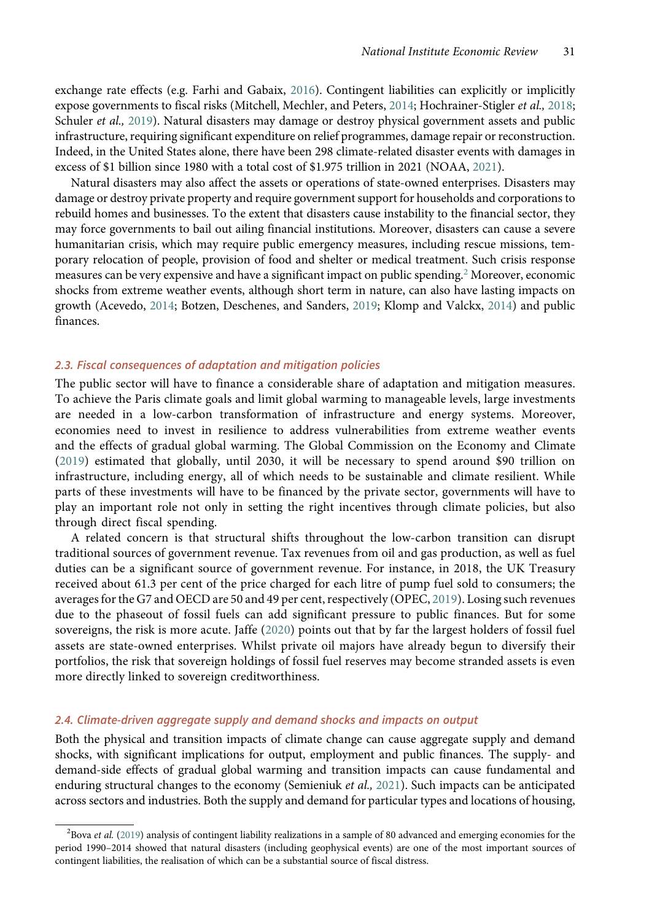exchange rate effects (e.g. Farhi and Gabaix, 2016). Contingent liabilities can explicitly or implicitly expose governments to fiscal risks (Mitchell, Mechler, and Peters, 2014; Hochrainer-Stigler *et al.,* 2018; Schuler *et al.,* 2019). Natural disasters may damage or destroy physical government assets and public infrastructure, requiring significant expenditure on relief programmes, damage repair or reconstruction. Indeed, in the United States alone, there have been 298 climate-related disaster events with damages in excess of $1 billion since 1980 with a total cost of $1.975 trillion in 2021 (NOAA, 2021).

Natural disasters may also affect the assets or operations of state-owned enterprises. Disasters may damage or destroy private property and require government support for households and corporations to rebuild homes and businesses. To the extent that disasters cause instability to the financial sector, they may force governments to bail out ailing financial institutions. Moreover, disasters can cause a severe humanitarian crisis, which may require public emergency measures, including rescue missions, temporary relocation of people, provision of food and shelter or medical treatment. Such crisis response measures can be very expensive and have a significant impact on public spending.[2] Moreover, economic shocks from extreme weather events, although short term in nature, can also have lasting impacts on growth (Acevedo, 2014; Botzen, Deschenes, and Sanders, 2019; Klomp and Valckx, 2014) and public finances.

### 2.3. Fiscal consequences of adaptation and mitigation policies

The public sector will have to finance a considerable share of adaptation and mitigation measures. To achieve the Paris climate goals and limit global warming to manageable levels, large investments are needed in a low-carbon transformation of infrastructure and energy systems. Moreover, economies need to invest in resilience to address vulnerabilities from extreme weather events and the effects of gradual global warming. The Global Commission on the Economy and Climate (2019) estimated that globally, until 2030, it will be necessary to spend around $90 trillion on infrastructure, including energy, all of which needs to be sustainable and climate resilient. While parts of these investments will have to be financed by the private sector, governments will have to play an important role not only in setting the right incentives through climate policies, but also through direct fiscal spending.

A related concern is that structural shifts throughout the low-carbon transition can disrupt traditional sources of government revenue. Tax revenues from oil and gas production, as well as fuel duties can be a significant source of government revenue. For instance, in 2018, the UK Treasury received about 61.3 per cent of the price charged for each litre of pump fuel sold to consumers; the averages for the G7 and OECD are 50 and 49 per cent, respectively (OPEC, 2019). Losing such revenues due to the phaseout of fossil fuels can add significant pressure to public finances. But for some sovereigns, the risk is more acute. Jaffe (2020) points out that by far the largest holders of fossil fuel assets are state-owned enterprises. Whilst private oil majors have already begun to diversify their portfolios, the risk that sovereign holdings of fossil fuel reserves may become stranded assets is even more directly linked to sovereign creditworthiness.

### 2.4. Climate-driven aggregate supply and demand shocks and impacts on output

Both the physical and transition impacts of climate change can cause aggregate supply and demand shocks, with significant implications for output, employment and public finances. The supply- and demand-side effects of gradual global warming and transition impacts can cause fundamental and enduring structural changes to the economy (Semieniuk *et al.,* 2021). Such impacts can be anticipated across sectors and industries. Both the supply and demand for particular types and locations of housing,

[2] Bova *et al.* (2019) analysis of contingent liability realizations in a sample of 80 advanced and emerging economies for the period 1990–2014 showed that natural disasters (including geophysical events) are one of the most important sources of contingent liabilities, the realisation of which can be a substantial source of fiscal distress.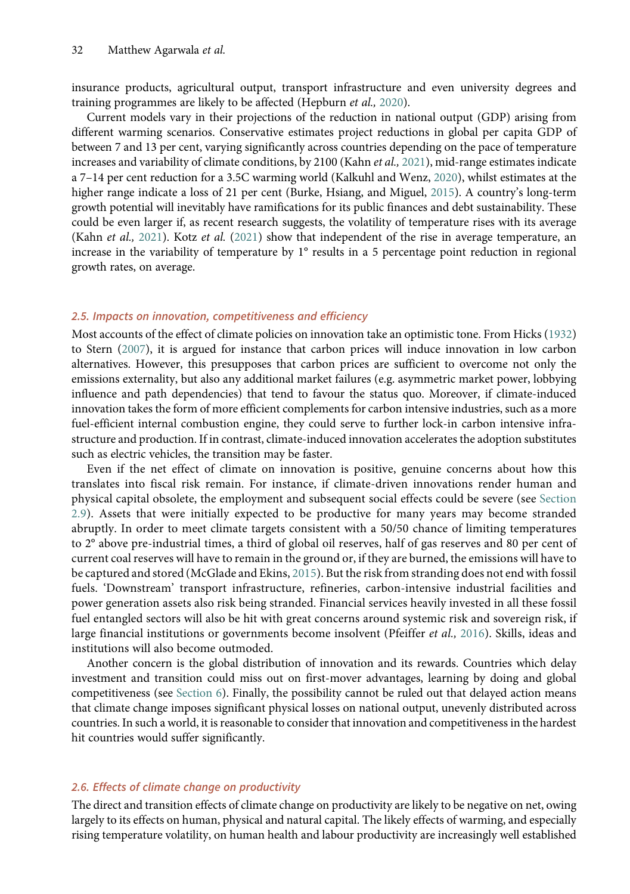insurance products, agricultural output, transport infrastructure and even university degrees and training programmes are likely to be affected (Hepburn *et al.,* 2020).

Current models vary in their projections of the reduction in national output (GDP) arising from different warming scenarios. Conservative estimates project reductions in global per capita GDP of between 7 and 13 per cent, varying significantly across countries depending on the pace of temperature increases and variability of climate conditions, by 2100 (Kahn *et al.,* 2021), mid-range estimates indicate a 7–14 per cent reduction for a 3.5C warming world (Kalkuhl and Wenz, 2020), whilst estimates at the higher range indicate a loss of 21 per cent (Burke, Hsiang, and Miguel, 2015). A country's long-term growth potential will inevitably have ramifications for its public finances and debt sustainability. These could be even larger if, as recent research suggests, the volatility of temperature rises with its average (Kahn *et al.,* 2021). Kotz *et al.* (2021) show that independent of the rise in average temperature, an increase in the variability of temperature by 1° results in a 5 percentage point reduction in regional growth rates, on average.

### *2.5. Impacts on innovation, competitiveness and efficiency*

Most accounts of the effect of climate policies on innovation take an optimistic tone. From Hicks (1932) to Stern (2007), it is argued for instance that carbon prices will induce innovation in low carbon alternatives. However, this presupposes that carbon prices are sufficient to overcome not only the emissions externality, but also any additional market failures (e.g. asymmetric market power, lobbying influence and path dependencies) that tend to favour the status quo. Moreover, if climate-induced innovation takes the form of more efficient complements for carbon intensive industries, such as a more fuel-efficient internal combustion engine, they could serve to further lock-in carbon intensive infrastructure and production. If in contrast, climate-induced innovation accelerates the adoption substitutes such as electric vehicles, the transition may be faster.

Even if the net effect of climate on innovation is positive, genuine concerns about how this translates into fiscal risk remain. For instance, if climate-driven innovations render human and physical capital obsolete, the employment and subsequent social effects could be severe (see Section 2.9). Assets that were initially expected to be productive for many years may become stranded abruptly. In order to meet climate targets consistent with a 50/50 chance of limiting temperatures to 2° above pre-industrial times, a third of global oil reserves, half of gas reserves and 80 per cent of current coal reserves will have to remain in the ground or, if they are burned, the emissions will have to be captured and stored (McGlade and Ekins, 2015). But the risk from stranding does not end with fossil fuels. 'Downstream' transport infrastructure, refineries, carbon-intensive industrial facilities and power generation assets also risk being stranded. Financial services heavily invested in all these fossil fuel entangled sectors will also be hit with great concerns around systemic risk and sovereign risk, if large financial institutions or governments become insolvent (Pfeiffer *et al.,* 2016). Skills, ideas and institutions will also become outmoded.

Another concern is the global distribution of innovation and its rewards. Countries which delay investment and transition could miss out on first-mover advantages, learning by doing and global competitiveness (see Section 6). Finally, the possibility cannot be ruled out that delayed action means that climate change imposes significant physical losses on national output, unevenly distributed across countries. In such a world, it is reasonable to consider that innovation and competitiveness in the hardest hit countries would suffer significantly.

### *2.6. Effects of climate change on productivity*

The direct and transition effects of climate change on productivity are likely to be negative on net, owing largely to its effects on human, physical and natural capital. The likely effects of warming, and especially rising temperature volatility, on human health and labour productivity are increasingly well established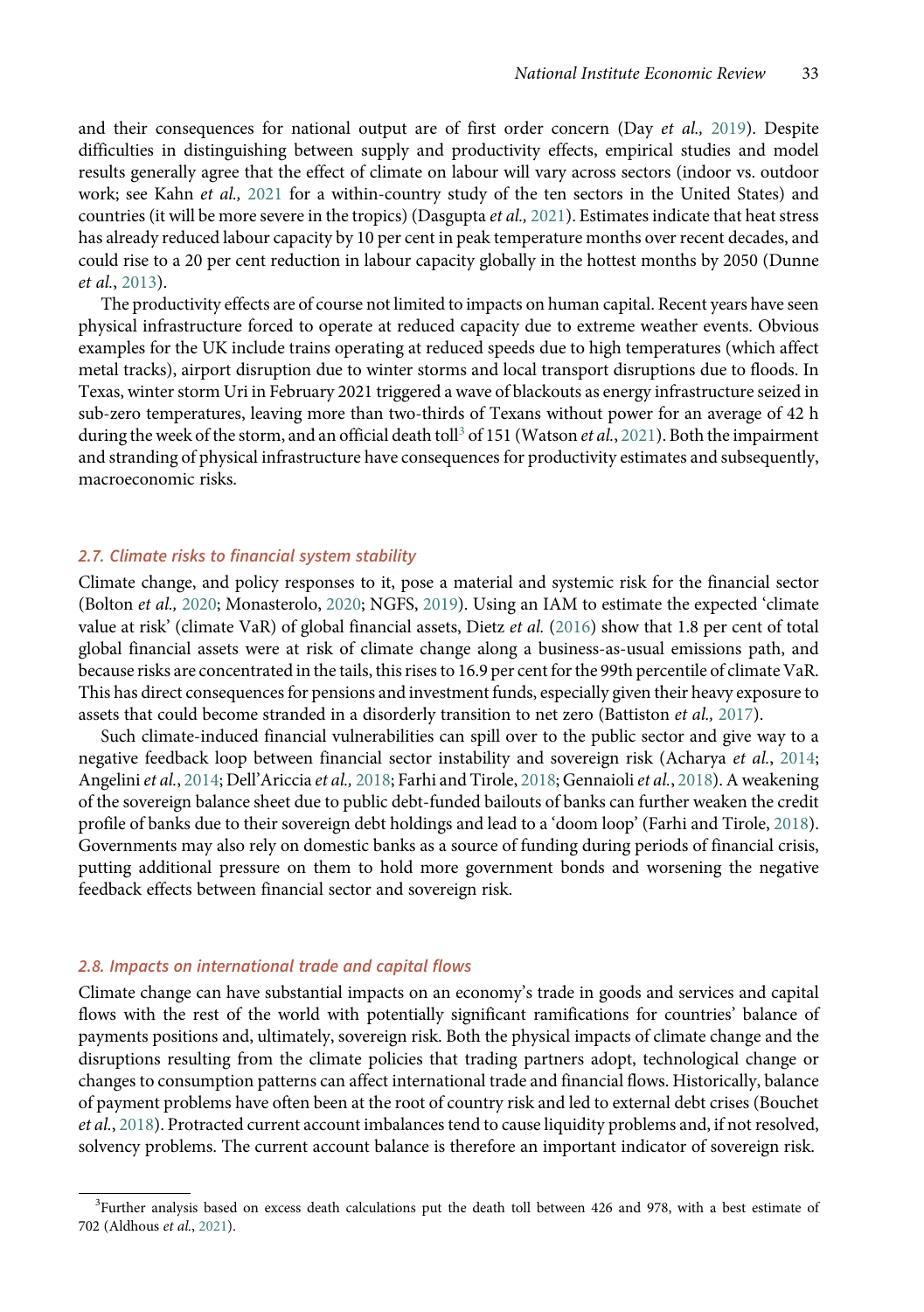and their consequences for national output are of first order concern (Day *et al.,* 2019). Despite difficulties in distinguishing between supply and productivity effects, empirical studies and model results generally agree that the effect of climate on labour will vary across sectors (indoor vs. outdoor work; see Kahn *et al.,* 2021 for a within-country study of the ten sectors in the United States) and countries (it will be more severe in the tropics) (Dasgupta *et al.,* 2021). Estimates indicate that heat stress has already reduced labour capacity by 10 per cent in peak temperature months over recent decades, and could rise to a 20 per cent reduction in labour capacity globally in the hottest months by 2050 (Dunne *et al.*, 2013).

The productivity effects are of course not limited to impacts on human capital. Recent years have seen physical infrastructure forced to operate at reduced capacity due to extreme weather events. Obvious examples for the UK include trains operating at reduced speeds due to high temperatures (which affect metal tracks), airport disruption due to winter storms and local transport disruptions due to floods. In Texas, winter storm Uri in February 2021 triggered a wave of blackouts as energy infrastructure seized in sub-zero temperatures, leaving more than two-thirds of Texans without power for an average of 42 h during the week of the storm, and an official death toll[3] of 151 (Watson *et al.*, 2021). Both the impairment and stranding of physical infrastructure have consequences for productivity estimates and subsequently, macroeconomic risks.

### *2.7. Climate risks to financial system stability*

Climate change, and policy responses to it, pose a material and systemic risk for the financial sector (Bolton *et al.,* 2020; Monasterolo, 2020; NGFS, 2019). Using an IAM to estimate the expected 'climate value at risk' (climate VaR) of global financial assets, Dietz *et al.* (2016) show that 1.8 per cent of total global financial assets were at risk of climate change along a business-as-usual emissions path, and because risks are concentrated in the tails, this rises to 16.9 per cent for the 99th percentile of climate VaR. This has direct consequences for pensions and investment funds, especially given their heavy exposure to assets that could become stranded in a disorderly transition to net zero (Battiston *et al.,* 2017).

Such climate-induced financial vulnerabilities can spill over to the public sector and give way to a negative feedback loop between financial sector instability and sovereign risk (Acharya *et al.*, 2014; Angelini *et al.*, 2014; Dell'Ariccia *et al.,* 2018; Farhi and Tirole, 2018; Gennaioli *et al.*, 2018). A weakening of the sovereign balance sheet due to public debt-funded bailouts of banks can further weaken the credit profile of banks due to their sovereign debt holdings and lead to a 'doom loop' (Farhi and Tirole, 2018). Governments may also rely on domestic banks as a source of funding during periods of financial crisis, putting additional pressure on them to hold more government bonds and worsening the negative feedback effects between financial sector and sovereign risk.

### *2.8. Impacts on international trade and capital flows*

Climate change can have substantial impacts on an economy's trade in goods and services and capital flows with the rest of the world with potentially significant ramifications for countries' balance of payments positions and, ultimately, sovereign risk. Both the physical impacts of climate change and the disruptions resulting from the climate policies that trading partners adopt, technological change or changes to consumption patterns can affect international trade and financial flows. Historically, balance of payment problems have often been at the root of country risk and led to external debt crises (Bouchet *et al.*, 2018). Protracted current account imbalances tend to cause liquidity problems and, if not resolved, solvency problems. The current account balance is therefore an important indicator of sovereign risk.

[3]Further analysis based on excess death calculations put the death toll between 426 and 978, with a best estimate of 702 (Aldhous *et al.*, 2021).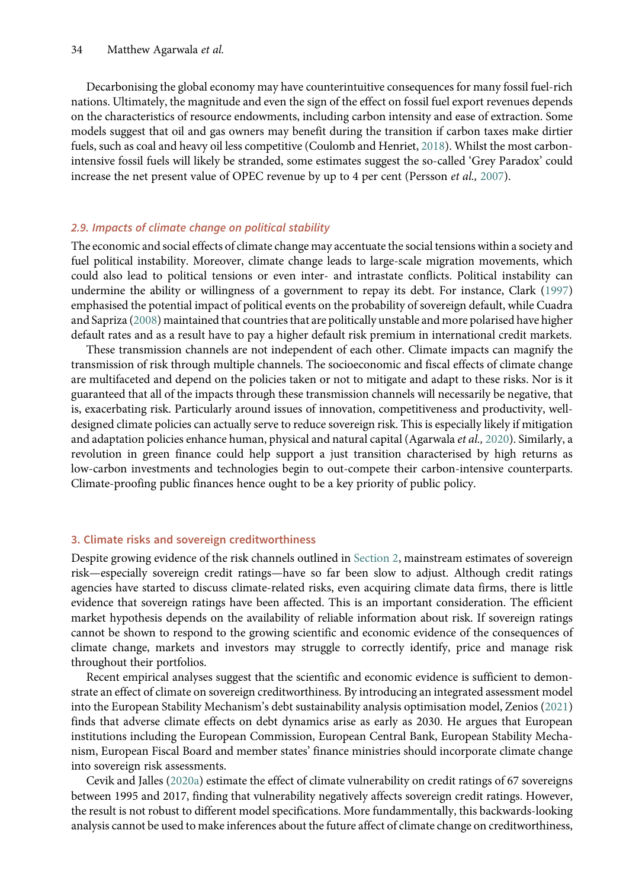Decarbonising the global economy may have counterintuitive consequences for many fossil fuel-rich nations. Ultimately, the magnitude and even the sign of the effect on fossil fuel export revenues depends on the characteristics of resource endowments, including carbon intensity and ease of extraction. Some models suggest that oil and gas owners may benefit during the transition if carbon taxes make dirtier fuels, such as coal and heavy oil less competitive (Coulomb and Henriet, 2018). Whilst the most carbon-intensive fossil fuels will likely be stranded, some estimates suggest the so-called 'Grey Paradox' could increase the net present value of OPEC revenue by up to 4 per cent (Persson *et al.,* 2007).

### 2.9. Impacts of climate change on political stability

The economic and social effects of climate change may accentuate the social tensions within a society and fuel political instability. Moreover, climate change leads to large-scale migration movements, which could also lead to political tensions or even inter- and intrastate conflicts. Political instability can undermine the ability or willingness of a government to repay its debt. For instance, Clark (1997) emphasised the potential impact of political events on the probability of sovereign default, while Cuadra and Sapriza (2008) maintained that countries that are politically unstable and more polarised have higher default rates and as a result have to pay a higher default risk premium in international credit markets.

These transmission channels are not independent of each other. Climate impacts can magnify the transmission of risk through multiple channels. The socioeconomic and fiscal effects of climate change are multifaceted and depend on the policies taken or not to mitigate and adapt to these risks. Nor is it guaranteed that all of the impacts through these transmission channels will necessarily be negative, that is, exacerbating risk. Particularly around issues of innovation, competitiveness and productivity, well-designed climate policies can actually serve to reduce sovereign risk. This is especially likely if mitigation and adaptation policies enhance human, physical and natural capital (Agarwala *et al.,* 2020). Similarly, a revolution in green finance could help support a just transition characterised by high returns as low-carbon investments and technologies begin to out-compete their carbon-intensive counterparts. Climate-proofing public finances hence ought to be a key priority of public policy.

## 3. Climate risks and sovereign creditworthiness

Despite growing evidence of the risk channels outlined in Section 2, mainstream estimates of sovereign risk—especially sovereign credit ratings—have so far been slow to adjust. Although credit ratings agencies have started to discuss climate-related risks, even acquiring climate data firms, there is little evidence that sovereign ratings have been affected. This is an important consideration. The efficient market hypothesis depends on the availability of reliable information about risk. If sovereign ratings cannot be shown to respond to the growing scientific and economic evidence of the consequences of climate change, markets and investors may struggle to correctly identify, price and manage risk throughout their portfolios.

Recent empirical analyses suggest that the scientific and economic evidence is sufficient to demonstrate an effect of climate on sovereign creditworthiness. By introducing an integrated assessment model into the European Stability Mechanism's debt sustainability analysis optimisation model, Zenios (2021) finds that adverse climate effects on debt dynamics arise as early as 2030. He argues that European institutions including the European Commission, European Central Bank, European Stability Mechanism, European Fiscal Board and member states' finance ministries should incorporate climate change into sovereign risk assessments.

Cevik and Jalles (2020a) estimate the effect of climate vulnerability on credit ratings of 67 sovereigns between 1995 and 2017, finding that vulnerability negatively affects sovereign credit ratings. However, the result is not robust to different model specifications. More fundamentally, this backwards-looking analysis cannot be used to make inferences about the future affect of climate change on creditworthiness,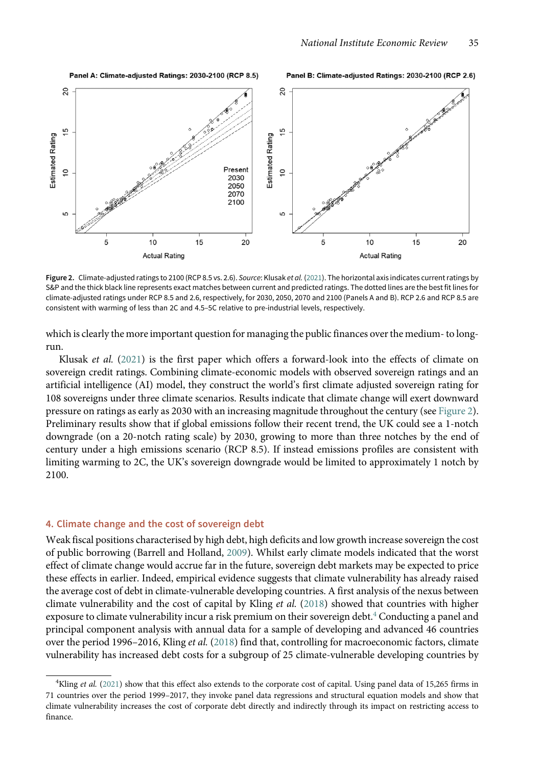Panel A: Climate-adjusted Ratings: 2030-2100 (RCP 8.5)

Panel B: Climate-adjusted Ratings: 2030-2100 (RCP 2.6)

**Figure 2.** Climate-adjusted ratings to 2100 (RCP 8.5 vs. 2.6). *Source*: Klusak *et al.* (2021). The horizontal axis indicates current ratings by S&P and the thick black line represents exact matches between current and predicted ratings. The dotted lines are the best fit lines for climate-adjusted ratings under RCP 8.5 and 2.6, respectively, for 2030, 2050, 2070 and 2100 (Panels A and B). RCP 2.6 and RCP 8.5 are consistent with warming of less than 2C and 4.5–5C relative to pre-industrial levels, respectively.

which is clearly the more important question for managing the public finances over the medium- to long-run.

Klusak *et al.* (2021) is the first paper which offers a forward-look into the effects of climate on sovereign credit ratings. Combining climate-economic models with observed sovereign ratings and an artificial intelligence (AI) model, they construct the world's first climate adjusted sovereign rating for 108 sovereigns under three climate scenarios. Results indicate that climate change will exert downward pressure on ratings as early as 2030 with an increasing magnitude throughout the century (see Figure 2). Preliminary results show that if global emissions follow their recent trend, the UK could see a 1-notch downgrade (on a 20-notch rating scale) by 2030, growing to more than three notches by the end of century under a high emissions scenario (RCP 8.5). If instead emissions profiles are consistent with limiting warming to 2C, the UK's sovereign downgrade would be limited to approximately 1 notch by 2100.

## 4. Climate change and the cost of sovereign debt

Weak fiscal positions characterised by high debt, high deficits and low growth increase sovereign the cost of public borrowing (Barrell and Holland, 2009). Whilst early climate models indicated that the worst effect of climate change would accrue far in the future, sovereign debt markets may be expected to price these effects in earlier. Indeed, empirical evidence suggests that climate vulnerability has already raised the average cost of debt in climate-vulnerable developing countries. A first analysis of the nexus between climate vulnerability and the cost of capital by Kling *et al.* (2018) showed that countries with higher exposure to climate vulnerability incur a risk premium on their sovereign debt.[4] Conducting a panel and principal component analysis with annual data for a sample of developing and advanced 46 countries over the period 1996–2016, Kling *et al.* (2018) find that, controlling for macroeconomic factors, climate vulnerability has increased debt costs for a subgroup of 25 climate-vulnerable developing countries by

[4]Kling *et al.* (2021) show that this effect also extends to the corporate cost of capital. Using panel data of 15,265 firms in 71 countries over the period 1999–2017, they invoke panel data regressions and structural equation models and show that climate vulnerability increases the cost of corporate debt directly and indirectly through its impact on restricting access to finance.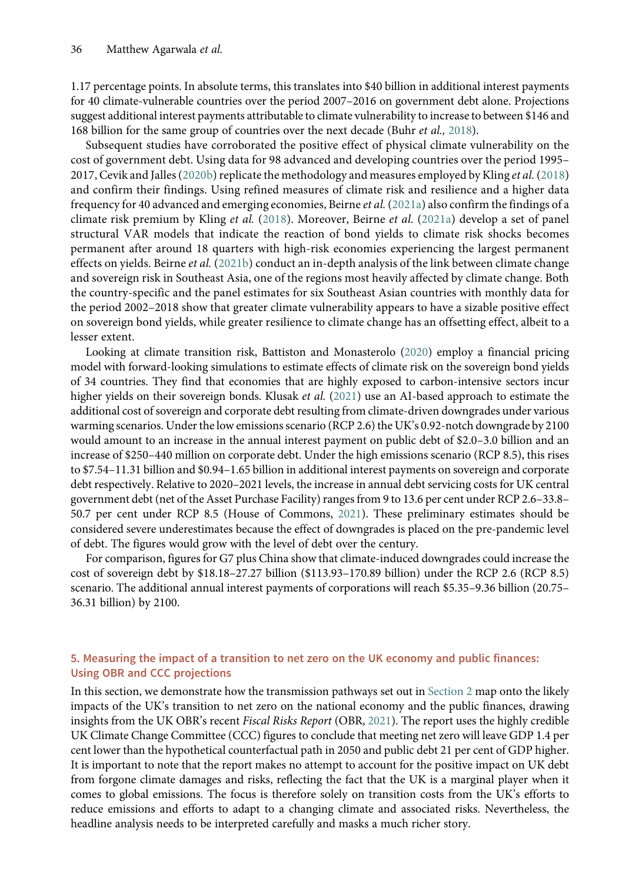1.17 percentage points. In absolute terms, this translates into $40 billion in additional interest payments for 40 climate-vulnerable countries over the period 2007–2016 on government debt alone. Projections suggest additional interest payments attributable to climate vulnerability to increase to between $146 and 168 billion for the same group of countries over the next decade (Buhr *et al.,* 2018).

Subsequent studies have corroborated the positive effect of physical climate vulnerability on the cost of government debt. Using data for 98 advanced and developing countries over the period 1995–2017, Cevik and Jalles (2020b) replicate the methodology and measures employed by Kling *et al.* (2018) and confirm their findings. Using refined measures of climate risk and resilience and a higher data frequency for 40 advanced and emerging economies, Beirne *et al.* (2021a) also confirm the findings of a climate risk premium by Kling *et al.* (2018). Moreover, Beirne *et al.* (2021a) develop a set of panel structural VAR models that indicate the reaction of bond yields to climate risk shocks becomes permanent after around 18 quarters with high-risk economies experiencing the largest permanent effects on yields. Beirne *et al.* (2021b) conduct an in-depth analysis of the link between climate change and sovereign risk in Southeast Asia, one of the regions most heavily affected by climate change. Both the country-specific and the panel estimates for six Southeast Asian countries with monthly data for the period 2002–2018 show that greater climate vulnerability appears to have a sizable positive effect on sovereign bond yields, while greater resilience to climate change has an offsetting effect, albeit to a lesser extent.

Looking at climate transition risk, Battiston and Monasterolo (2020) employ a financial pricing model with forward-looking simulations to estimate effects of climate risk on the sovereign bond yields of 34 countries. They find that economies that are highly exposed to carbon-intensive sectors incur higher yields on their sovereign bonds. Klusak *et al.* (2021) use an AI-based approach to estimate the additional cost of sovereign and corporate debt resulting from climate-driven downgrades under various warming scenarios. Under the low emissions scenario (RCP 2.6) the UK's 0.92-notch downgrade by 2100 would amount to an increase in the annual interest payment on public debt of $2.0–3.0 billion and an increase of $250–440 million on corporate debt. Under the high emissions scenario (RCP 8.5), this rises to $7.54–11.31 billion and $0.94–1.65 billion in additional interest payments on sovereign and corporate debt respectively. Relative to 2020–2021 levels, the increase in annual debt servicing costs for UK central government debt (net of the Asset Purchase Facility) ranges from 9 to 13.6 per cent under RCP 2.6–33.8–50.7 per cent under RCP 8.5 (House of Commons, 2021). These preliminary estimates should be considered severe underestimates because the effect of downgrades is placed on the pre-pandemic level of debt. The figures would grow with the level of debt over the century.

For comparison, figures for G7 plus China show that climate-induced downgrades could increase the cost of sovereign debt by $18.18–27.27 billion ($113.93–170.89 billion) under the RCP 2.6 (RCP 8.5) scenario. The additional annual interest payments of corporations will reach $5.35–9.36 billion (20.75–36.31 billion) by 2100.

## 5. Measuring the impact of a transition to net zero on the UK economy and public finances: Using OBR and CCC projections

In this section, we demonstrate how the transmission pathways set out in Section 2 map onto the likely impacts of the UK's transition to net zero on the national economy and the public finances, drawing insights from the UK OBR's recent *Fiscal Risks Report* (OBR, 2021). The report uses the highly credible UK Climate Change Committee (CCC) figures to conclude that meeting net zero will leave GDP 1.4 per cent lower than the hypothetical counterfactual path in 2050 and public debt 21 per cent of GDP higher. It is important to note that the report makes no attempt to account for the positive impact on UK debt from forgone climate damages and risks, reflecting the fact that the UK is a marginal player when it comes to global emissions. The focus is therefore solely on transition costs from the UK's efforts to reduce emissions and efforts to adapt to a changing climate and associated risks. Nevertheless, the headline analysis needs to be interpreted carefully and masks a much richer story.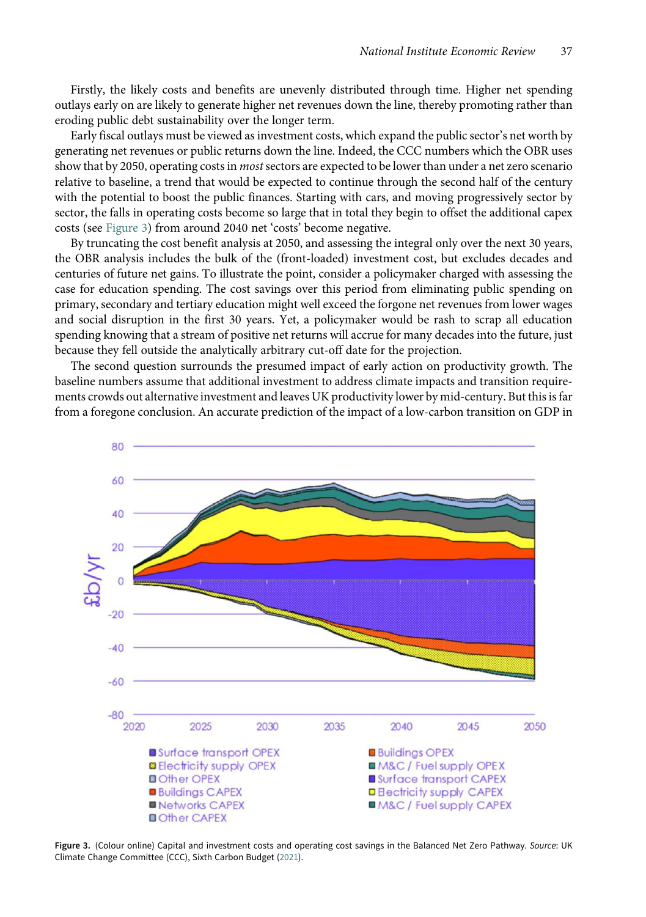Firstly, the likely costs and benefits are unevenly distributed through time. Higher net spending outlays early on are likely to generate higher net revenues down the line, thereby promoting rather than eroding public debt sustainability over the longer term.

Early fiscal outlays must be viewed as investment costs, which expand the public sector's net worth by generating net revenues or public returns down the line. Indeed, the CCC numbers which the OBR uses show that by 2050, operating costs in *most* sectors are expected to be lower than under a net zero scenario relative to baseline, a trend that would be expected to continue through the second half of the century with the potential to boost the public finances. Starting with cars, and moving progressively sector by sector, the falls in operating costs become so large that in total they begin to offset the additional capex costs (see Figure 3) from around 2040 net 'costs' become negative.

By truncating the cost benefit analysis at 2050, and assessing the integral only over the next 30 years, the OBR analysis includes the bulk of the (front-loaded) investment cost, but excludes decades and centuries of future net gains. To illustrate the point, consider a policymaker charged with assessing the case for education spending. The cost savings over this period from eliminating public spending on primary, secondary and tertiary education might well exceed the forgone net revenues from lower wages and social disruption in the first 30 years. Yet, a policymaker would be rash to scrap all education spending knowing that a stream of positive net returns will accrue for many decades into the future, just because they fell outside the analytically arbitrary cut-off date for the projection.

The second question surrounds the presumed impact of early action on productivity growth. The baseline numbers assume that additional investment to address climate impacts and transition requirements crowds out alternative investment and leaves UK productivity lower by mid-century. But this is far from a foregone conclusion. An accurate prediction of the impact of a low-carbon transition on GDP in

**Figure 3.** (Colour online) Capital and investment costs and operating cost savings in the Balanced Net Zero Pathway. *Source*: UK Climate Change Committee (CCC), Sixth Carbon Budget (2021).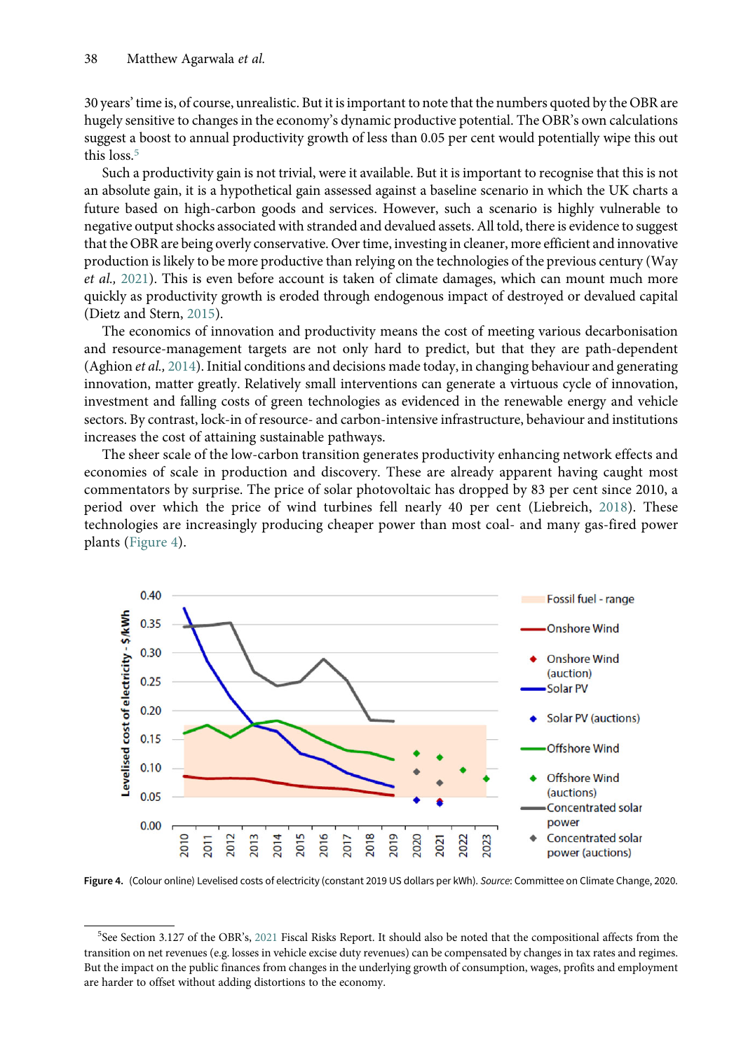30 years' time is, of course, unrealistic. But it is important to note that the numbers quoted by the OBR are hugely sensitive to changes in the economy's dynamic productive potential. The OBR's own calculations suggest a boost to annual productivity growth of less than 0.05 per cent would potentially wipe this out this loss.[5]

Such a productivity gain is not trivial, were it available. But it is important to recognise that this is not an absolute gain, it is a hypothetical gain assessed against a baseline scenario in which the UK charts a future based on high-carbon goods and services. However, such a scenario is highly vulnerable to negative output shocks associated with stranded and devalued assets. All told, there is evidence to suggest that the OBR are being overly conservative. Over time, investing in cleaner, more efficient and innovative production is likely to be more productive than relying on the technologies of the previous century (Way *et al.*, 2021). This is even before account is taken of climate damages, which can mount much more quickly as productivity growth is eroded through endogenous impact of destroyed or devalued capital (Dietz and Stern, 2015).

The economics of innovation and productivity means the cost of meeting various decarbonisation and resource-management targets are not only hard to predict, but that they are path-dependent (Aghion *et al.*, 2014). Initial conditions and decisions made today, in changing behaviour and generating innovation, matter greatly. Relatively small interventions can generate a virtuous cycle of innovation, investment and falling costs of green technologies as evidenced in the renewable energy and vehicle sectors. By contrast, lock-in of resource- and carbon-intensive infrastructure, behaviour and institutions increases the cost of attaining sustainable pathways.

The sheer scale of the low-carbon transition generates productivity enhancing network effects and economies of scale in production and discovery. These are already apparent having caught most commentators by surprise. The price of solar photovoltaic has dropped by 83 per cent since 2010, a period over which the price of wind turbines fell nearly 40 per cent (Liebreich, 2018). These technologies are increasingly producing cheaper power than most coal- and many gas-fired power plants (Figure 4).

**Figure 4.** (Colour online) Levelised costs of electricity (constant 2019 US dollars per kWh). *Source*: Committee on Climate Change, 2020.

[5] See Section 3.127 of the OBR's, 2021 Fiscal Risks Report. It should also be noted that the compositional affects from the transition on net revenues (e.g. losses in vehicle excise duty revenues) can be compensated by changes in tax rates and regimes. But the impact on the public finances from changes in the underlying growth of consumption, wages, profits and employment are harder to offset without adding distortions to the economy.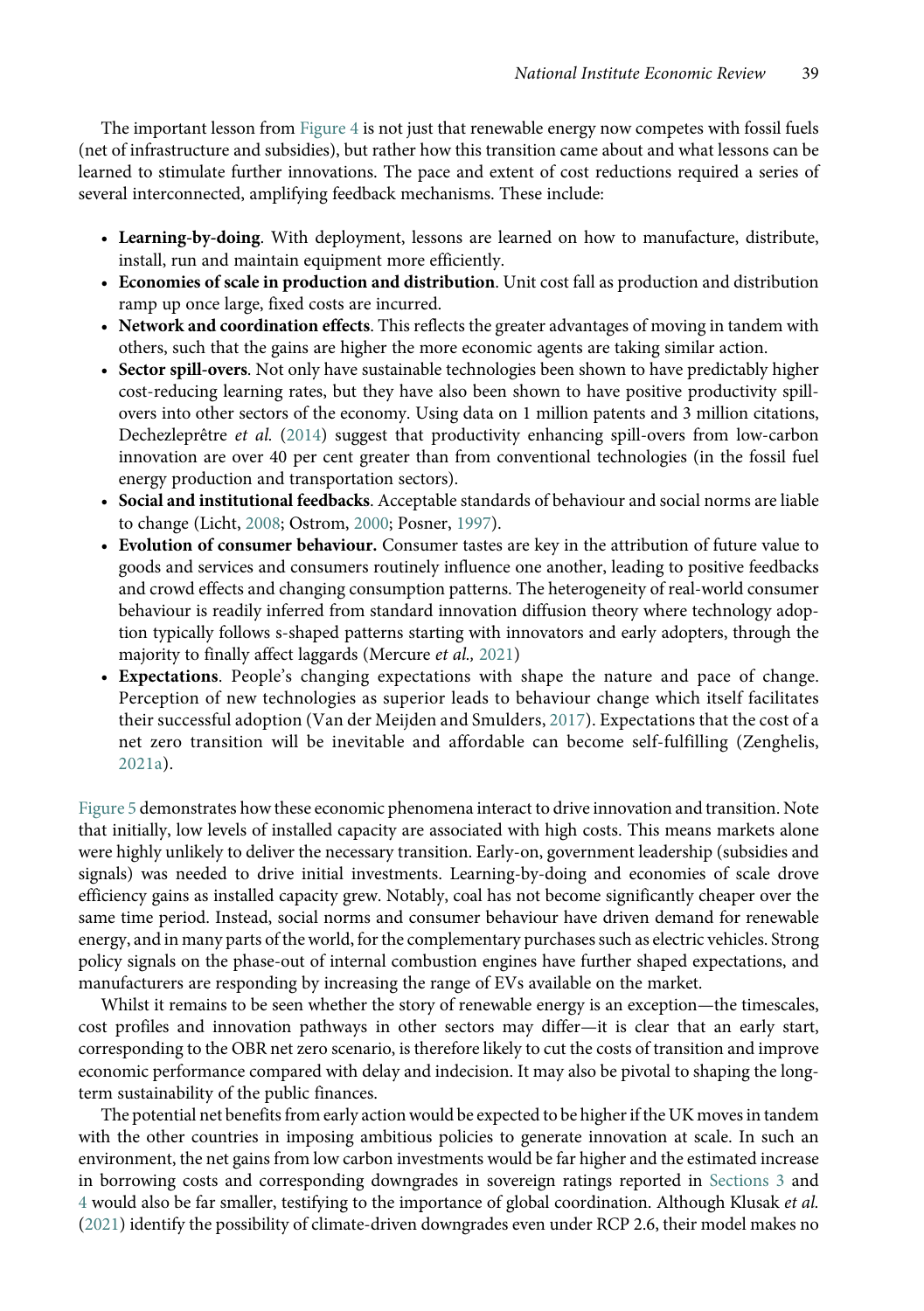The important lesson from Figure 4 is not just that renewable energy now competes with fossil fuels (net of infrastructure and subsidies), but rather how this transition came about and what lessons can be learned to stimulate further innovations. The pace and extent of cost reductions required a series of several interconnected, amplifying feedback mechanisms. These include:

- **Learning-by-doing**. With deployment, lessons are learned on how to manufacture, distribute, install, run and maintain equipment more efficiently.
- **Economies of scale in production and distribution**. Unit cost fall as production and distribution ramp up once large, fixed costs are incurred.
- **Network and coordination effects**. This reflects the greater advantages of moving in tandem with others, such that the gains are higher the more economic agents are taking similar action.
- **Sector spill-overs**. Not only have sustainable technologies been shown to have predictably higher cost-reducing learning rates, but they have also been shown to have positive productivity spill-overs into other sectors of the economy. Using data on 1 million patents and 3 million citations, Dechezleprêtre *et al.* (2014) suggest that productivity enhancing spill-overs from low-carbon innovation are over 40 per cent greater than from conventional technologies (in the fossil fuel energy production and transportation sectors).
- **Social and institutional feedbacks**. Acceptable standards of behaviour and social norms are liable to change (Licht, 2008; Ostrom, 2000; Posner, 1997).
- **Evolution of consumer behaviour.** Consumer tastes are key in the attribution of future value to goods and services and consumers routinely influence one another, leading to positive feedbacks and crowd effects and changing consumption patterns. The heterogeneity of real-world consumer behaviour is readily inferred from standard innovation diffusion theory where technology adoption typically follows s-shaped patterns starting with innovators and early adopters, through the majority to finally affect laggards (Mercure *et al.,* 2021)
- **Expectations**. People's changing expectations with shape the nature and pace of change. Perception of new technologies as superior leads to behaviour change which itself facilitates their successful adoption (Van der Meijden and Smulders, 2017). Expectations that the cost of a net zero transition will be inevitable and affordable can become self-fulfilling (Zenghelis, 2021a).

Figure 5 demonstrates how these economic phenomena interact to drive innovation and transition. Note that initially, low levels of installed capacity are associated with high costs. This means markets alone were highly unlikely to deliver the necessary transition. Early-on, government leadership (subsidies and signals) was needed to drive initial investments. Learning-by-doing and economies of scale drove efficiency gains as installed capacity grew. Notably, coal has not become significantly cheaper over the same time period. Instead, social norms and consumer behaviour have driven demand for renewable energy, and in many parts of the world, for the complementary purchases such as electric vehicles. Strong policy signals on the phase-out of internal combustion engines have further shaped expectations, and manufacturers are responding by increasing the range of EVs available on the market.

Whilst it remains to be seen whether the story of renewable energy is an exception—the timescales, cost profiles and innovation pathways in other sectors may differ—it is clear that an early start, corresponding to the OBR net zero scenario, is therefore likely to cut the costs of transition and improve economic performance compared with delay and indecision. It may also be pivotal to shaping the long-term sustainability of the public finances.

The potential net benefits from early action would be expected to be higher if the UK moves in tandem with the other countries in imposing ambitious policies to generate innovation at scale. In such an environment, the net gains from low carbon investments would be far higher and the estimated increase in borrowing costs and corresponding downgrades in sovereign ratings reported in Sections 3 and 4 would also be far smaller, testifying to the importance of global coordination. Although Klusak *et al.* (2021) identify the possibility of climate-driven downgrades even under RCP 2.6, their model makes no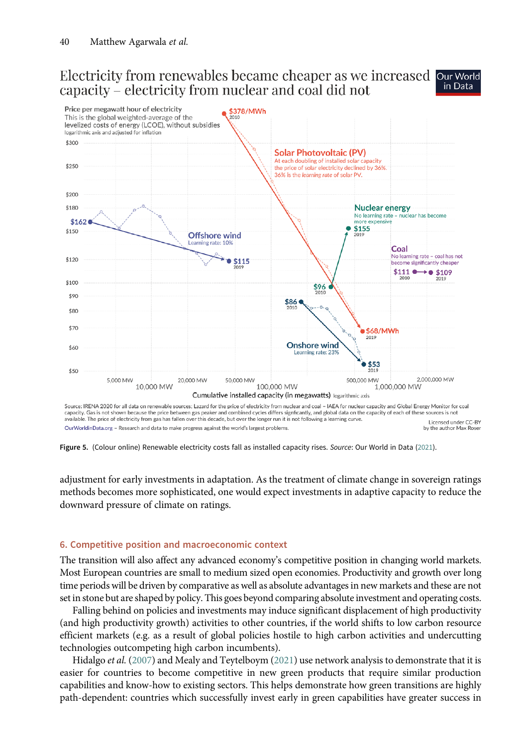**Figure 5.** (Colour online) Renewable electricity costs fall as installed capacity rises. *Source*: Our World in Data (2021).

adjustment for early investments in adaptation. As the treatment of climate change in sovereign ratings methods becomes more sophisticated, one would expect investments in adaptive capacity to reduce the downward pressure of climate on ratings.

## 6. Competitive position and macroeconomic context

The transition will also affect any advanced economy's competitive position in changing world markets. Most European countries are small to medium sized open economies. Productivity and growth over long time periods will be driven by comparative as well as absolute advantages in new markets and these are not set in stone but are shaped by policy. This goes beyond comparing absolute investment and operating costs.

Falling behind on policies and investments may induce significant displacement of high productivity (and high productivity growth) activities to other countries, if the world shifts to low carbon resource efficient markets (e.g. as a result of global policies hostile to high carbon activities and undercutting technologies outcompeting high carbon incumbents).

Hidalgo *et al.* (2007) and Mealy and Teytelboym (2021) use network analysis to demonstrate that it is easier for countries to become competitive in new green products that require similar production capabilities and know-how to existing sectors. This helps demonstrate how green transitions are highly path-dependent: countries which successfully invest early in green capabilities have greater success in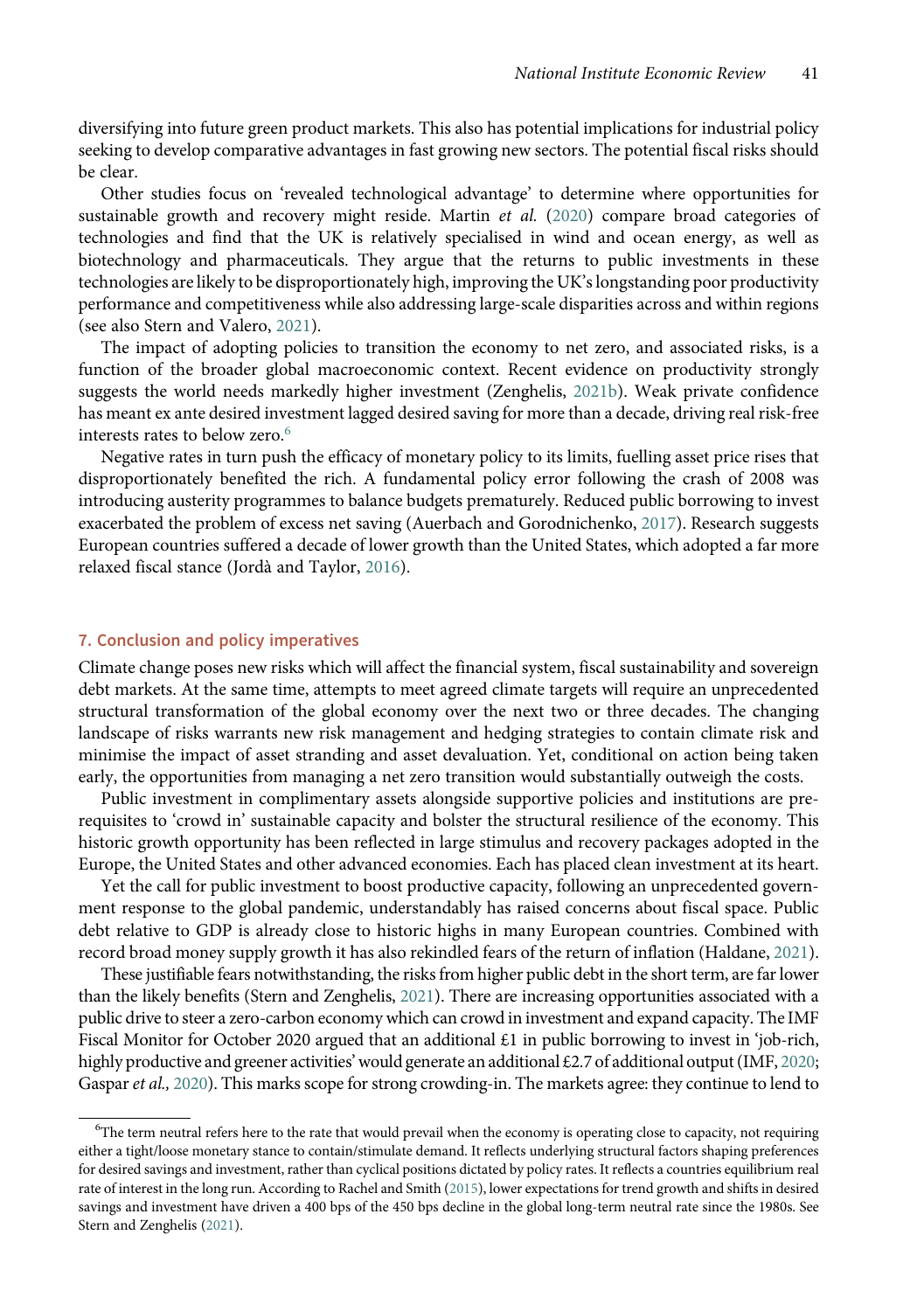diversifying into future green product markets. This also has potential implications for industrial policy seeking to develop comparative advantages in fast growing new sectors. The potential fiscal risks should be clear.

Other studies focus on 'revealed technological advantage' to determine where opportunities for sustainable growth and recovery might reside. Martin *et al.* (2020) compare broad categories of technologies and find that the UK is relatively specialised in wind and ocean energy, as well as biotechnology and pharmaceuticals. They argue that the returns to public investments in these technologies are likely to be disproportionately high, improving the UK's longstanding poor productivity performance and competitiveness while also addressing large-scale disparities across and within regions (see also Stern and Valero, 2021).

The impact of adopting policies to transition the economy to net zero, and associated risks, is a function of the broader global macroeconomic context. Recent evidence on productivity strongly suggests the world needs markedly higher investment (Zenghelis, 2021b). Weak private confidence has meant ex ante desired investment lagged desired saving for more than a decade, driving real risk-free interests rates to below zero.[6]

Negative rates in turn push the efficacy of monetary policy to its limits, fuelling asset price rises that disproportionately benefited the rich. A fundamental policy error following the crash of 2008 was introducing austerity programmes to balance budgets prematurely. Reduced public borrowing to invest exacerbated the problem of excess net saving (Auerbach and Gorodnichenko, 2017). Research suggests European countries suffered a decade of lower growth than the United States, which adopted a far more relaxed fiscal stance (Jordà and Taylor, 2016).

## 7. Conclusion and policy imperatives

Climate change poses new risks which will affect the financial system, fiscal sustainability and sovereign debt markets. At the same time, attempts to meet agreed climate targets will require an unprecedented structural transformation of the global economy over the next two or three decades. The changing landscape of risks warrants new risk management and hedging strategies to contain climate risk and minimise the impact of asset stranding and asset devaluation. Yet, conditional on action being taken early, the opportunities from managing a net zero transition would substantially outweigh the costs.

Public investment in complimentary assets alongside supportive policies and institutions are pre-requisites to 'crowd in' sustainable capacity and bolster the structural resilience of the economy. This historic growth opportunity has been reflected in large stimulus and recovery packages adopted in the Europe, the United States and other advanced economies. Each has placed clean investment at its heart.

Yet the call for public investment to boost productive capacity, following an unprecedented government response to the global pandemic, understandably has raised concerns about fiscal space. Public debt relative to GDP is already close to historic highs in many European countries. Combined with record broad money supply growth it has also rekindled fears of the return of inflation (Haldane, 2021).

These justifiable fears notwithstanding, the risks from higher public debt in the short term, are far lower than the likely benefits (Stern and Zenghelis, 2021). There are increasing opportunities associated with a public drive to steer a zero-carbon economy which can crowd in investment and expand capacity. The IMF Fiscal Monitor for October 2020 argued that an additional £1 in public borrowing to invest in 'job-rich, highly productive and greener activities' would generate an additional £2.7 of additional output (IMF, 2020; Gaspar *et al.,* 2020). This marks scope for strong crowding-in. The markets agree: they continue to lend to

[6]The term neutral refers here to the rate that would prevail when the economy is operating close to capacity, not requiring either a tight/loose monetary stance to contain/stimulate demand. It reflects underlying structural factors shaping preferences for desired savings and investment, rather than cyclical positions dictated by policy rates. It reflects a countries equilibrium real rate of interest in the long run. According to Rachel and Smith (2015), lower expectations for trend growth and shifts in desired savings and investment have driven a 400 bps of the 450 bps decline in the global long-term neutral rate since the 1980s. See Stern and Zenghelis (2021).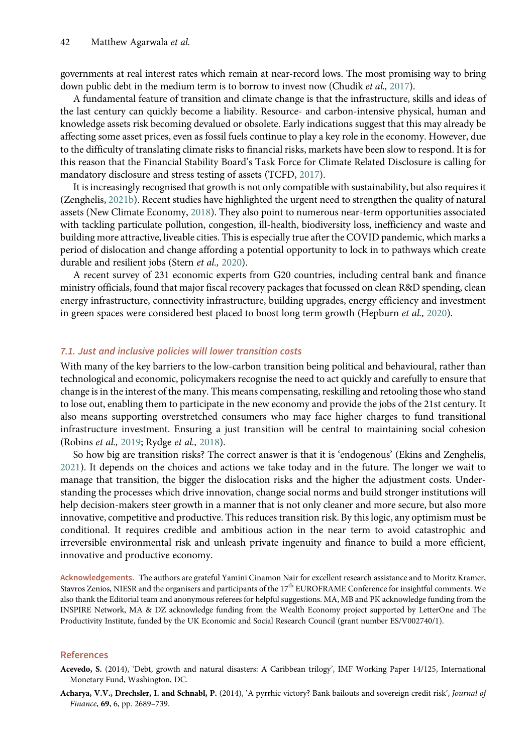governments at real interest rates which remain at near-record lows. The most promising way to bring down public debt in the medium term is to borrow to invest now (Chudik *et al.,* 2017).

A fundamental feature of transition and climate change is that the infrastructure, skills and ideas of the last century can quickly become a liability. Resource- and carbon-intensive physical, human and knowledge assets risk becoming devalued or obsolete. Early indications suggest that this may already be affecting some asset prices, even as fossil fuels continue to play a key role in the economy. However, due to the difficulty of translating climate risks to financial risks, markets have been slow to respond. It is for this reason that the Financial Stability Board's Task Force for Climate Related Disclosure is calling for mandatory disclosure and stress testing of assets (TCFD, 2017).

It is increasingly recognised that growth is not only compatible with sustainability, but also requires it (Zenghelis, 2021b). Recent studies have highlighted the urgent need to strengthen the quality of natural assets (New Climate Economy, 2018). They also point to numerous near-term opportunities associated with tackling particulate pollution, congestion, ill-health, biodiversity loss, inefficiency and waste and building more attractive, liveable cities. This is especially true after the COVID pandemic, which marks a period of dislocation and change affording a potential opportunity to lock in to pathways which create durable and resilient jobs (Stern *et al.,* 2020).

A recent survey of 231 economic experts from G20 countries, including central bank and finance ministry officials, found that major fiscal recovery packages that focussed on clean R&D spending, clean energy infrastructure, connectivity infrastructure, building upgrades, energy efficiency and investment in green spaces were considered best placed to boost long term growth (Hepburn *et al.,* 2020).

### 7.1. Just and inclusive policies will lower transition costs

With many of the key barriers to the low-carbon transition being political and behavioural, rather than technological and economic, policymakers recognise the need to act quickly and carefully to ensure that change is in the interest of the many. This means compensating, reskilling and retooling those who stand to lose out, enabling them to participate in the new economy and provide the jobs of the 21st century. It also means supporting overstretched consumers who may face higher charges to fund transitional infrastructure investment. Ensuring a just transition will be central to maintaining social cohesion (Robins *et al.,* 2019; Rydge *et al.,* 2018).

So how big are transition risks? The correct answer is that it is 'endogenous' (Ekins and Zenghelis, 2021). It depends on the choices and actions we take today and in the future. The longer we wait to manage that transition, the bigger the dislocation risks and the higher the adjustment costs. Understanding the processes which drive innovation, change social norms and build stronger institutions will help decision-makers steer growth in a manner that is not only cleaner and more secure, but also more innovative, competitive and productive. This reduces transition risk. By this logic, any optimism must be conditional. It requires credible and ambitious action in the near term to avoid catastrophic and irreversible environmental risk and unleash private ingenuity and finance to build a more efficient, innovative and productive economy.

**Acknowledgements.** The authors are grateful Yamini Cinamon Nair for excellent research assistance and to Moritz Kramer, Stavros Zenios, NIESR and the organisers and participants of the 17th EUROFRAME Conference for insightful comments. We also thank the Editorial team and anonymous referees for helpful suggestions. MA, MB and PK acknowledge funding from the INSPIRE Network, MA & DZ acknowledge funding from the Wealth Economy project supported by LetterOne and The Productivity Institute, funded by the UK Economic and Social Research Council (grant number ES/V002740/1).

## References

**Acevedo, S.** (2014), 'Debt, growth and natural disasters: A Caribbean trilogy', IMF Working Paper 14/125, International Monetary Fund, Washington, DC.

**Acharya, V.V., Drechsler, I. and Schnabl, P.** (2014), 'A pyrrhic victory? Bank bailouts and sovereign credit risk', *Journal of Finance*, **69**, 6, pp. 2689–739.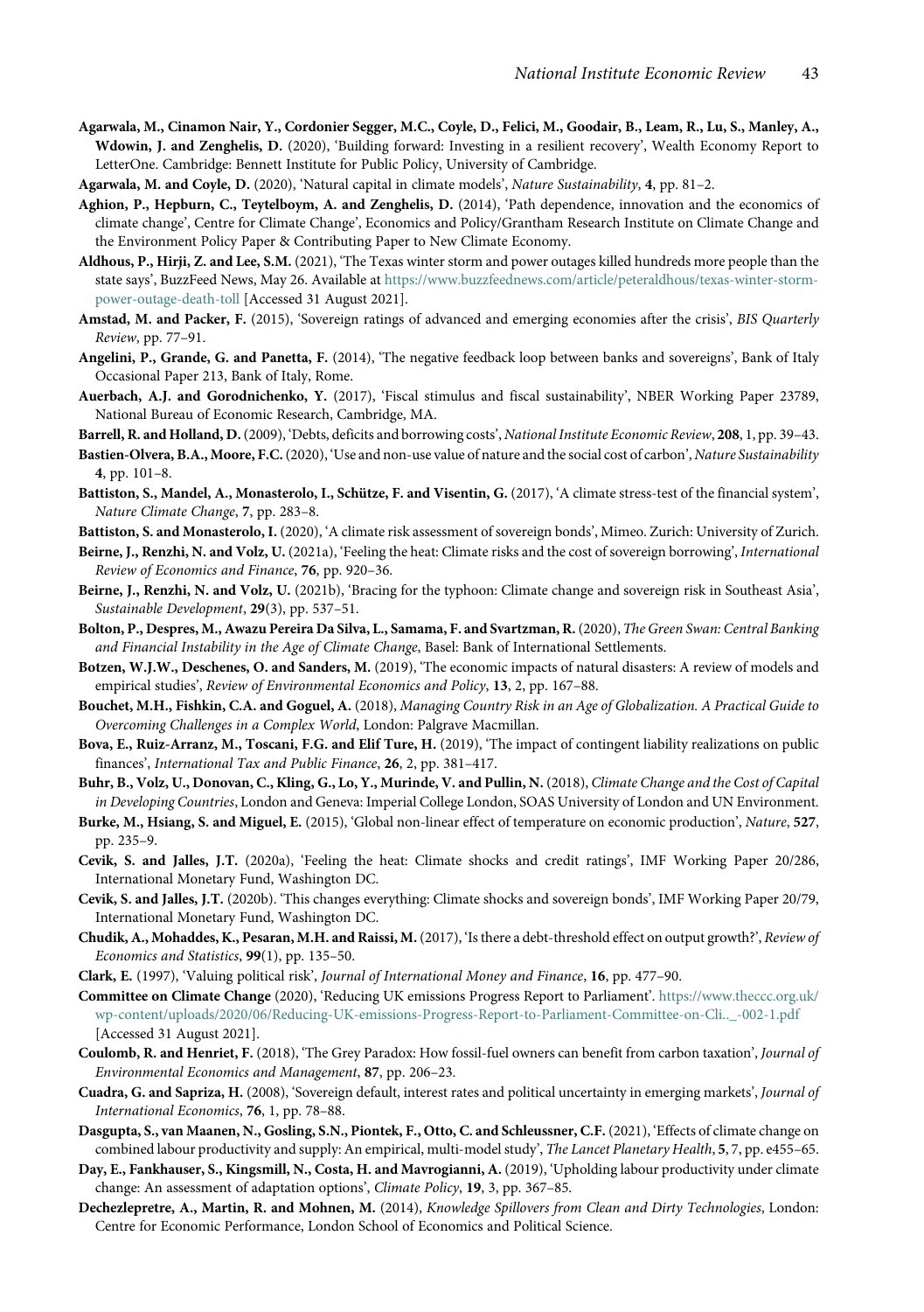**Agarwala, M., Cinamon Nair, Y., Cordonier Segger, M.C., Coyle, D., Felici, M., Goodair, B., Leam, R., Lu, S., Manley, A., Wdowin, J. and Zenghelis, D.** (2020), 'Building forward: Investing in a resilient recovery', Wealth Economy Report to LetterOne. Cambridge: Bennett Institute for Public Policy, University of Cambridge.

**Agarwala, M. and Coyle, D.** (2020), 'Natural capital in climate models', *Nature Sustainability*, **4**, pp. 81–2.

**Aghion, P., Hepburn, C., Teytelboym, A. and Zenghelis, D.** (2014), 'Path dependence, innovation and the economics of climate change', Centre for Climate Change', Economics and Policy/Grantham Research Institute on Climate Change and the Environment Policy Paper & Contributing Paper to New Climate Economy.

**Aldhous, P., Hirji, Z. and Lee, S.M.** (2021), 'The Texas winter storm and power outages killed hundreds more people than the state says', BuzzFeed News, May 26. Available at https://www.buzzfeednews.com/article/peteraldhous/texas-winter-storm-power-outage-death-toll [Accessed 31 August 2021].

**Amstad, M. and Packer, F.** (2015), 'Sovereign ratings of advanced and emerging economies after the crisis', *BIS Quarterly Review*, pp. 77–91.

**Angelini, P., Grande, G. and Panetta, F.** (2014), 'The negative feedback loop between banks and sovereigns', Bank of Italy Occasional Paper 213, Bank of Italy, Rome.

**Auerbach, A.J. and Gorodnichenko, Y.** (2017), 'Fiscal stimulus and fiscal sustainability', NBER Working Paper 23789, National Bureau of Economic Research, Cambridge, MA.

**Barrell, R. and Holland, D.** (2009), 'Debts, deficits and borrowing costs', *National Institute Economic Review*, **208**, 1, pp. 39–43.

**Bastien-Olvera, B.A., Moore, F.C.** (2020), 'Use and non-use value of nature and the social cost of carbon', *Nature Sustainability* **4**, pp. 101–8.

**Battiston, S., Mandel, A., Monasterolo, I., Schütze, F. and Visentin, G.** (2017), 'A climate stress-test of the financial system', *Nature Climate Change*, **7**, pp. 283–8.

**Battiston, S. and Monasterolo, I.** (2020), 'A climate risk assessment of sovereign bonds', Mimeo. Zurich: University of Zurich.

**Beirne, J., Renzhi, N. and Volz, U.** (2021a), 'Feeling the heat: Climate risks and the cost of sovereign borrowing', *International Review of Economics and Finance*, **76**, pp. 920–36.

**Beirne, J., Renzhi, N. and Volz, U.** (2021b), 'Bracing for the typhoon: Climate change and sovereign risk in Southeast Asia', *Sustainable Development*, **29**(3), pp. 537–51.

**Bolton, P., Despres, M., Awazu Pereira Da Silva, L., Samama, F. and Svartzman, R.** (2020), *The Green Swan: Central Banking and Financial Instability in the Age of Climate Change*, Basel: Bank of International Settlements.

**Botzen, W.J.W., Deschenes, O. and Sanders, M.** (2019), 'The economic impacts of natural disasters: A review of models and empirical studies', *Review of Environmental Economics and Policy*, **13**, 2, pp. 167–88.

**Bouchet, M.H., Fishkin, C.A. and Goguel, A.** (2018), *Managing Country Risk in an Age of Globalization. A Practical Guide to Overcoming Challenges in a Complex World*, London: Palgrave Macmillan.

**Bova, E., Ruiz-Arranz, M., Toscani, F.G. and Elif Ture, H.** (2019), 'The impact of contingent liability realizations on public finances', *International Tax and Public Finance*, **26**, 2, pp. 381–417.

**Buhr, B., Volz, U., Donovan, C., Kling, G., Lo, Y., Murinde, V. and Pullin, N.** (2018), *Climate Change and the Cost of Capital in Developing Countries*, London and Geneva: Imperial College London, SOAS University of London and UN Environment.

**Burke, M., Hsiang, S. and Miguel, E.** (2015), 'Global non-linear effect of temperature on economic production', *Nature*, **527**, pp. 235–9.

**Cevik, S. and Jalles, J.T.** (2020a), 'Feeling the heat: Climate shocks and credit ratings', IMF Working Paper 20/286, International Monetary Fund, Washington DC.

**Cevik, S. and Jalles, J.T.** (2020b). 'This changes everything: Climate shocks and sovereign bonds', IMF Working Paper 20/79, International Monetary Fund, Washington DC.

**Chudik, A., Mohaddes, K., Pesaran, M.H. and Raissi, M.** (2017), 'Is there a debt-threshold effect on output growth?', *Review of Economics and Statistics*, **99**(1), pp. 135–50.

**Clark, E.** (1997), 'Valuing political risk', *Journal of International Money and Finance*, **16**, pp. 477–90.

**Committee on Climate Change** (2020), 'Reducing UK emissions Progress Report to Parliament'. https://www.theccc.org.uk/wp-content/uploads/2020/06/Reducing-UK-emissions-Progress-Report-to-Parliament-Committee-on-Cli.._-002-1.pdf [Accessed 31 August 2021].

**Coulomb, R. and Henriet, F.** (2018), 'The Grey Paradox: How fossil-fuel owners can benefit from carbon taxation', *Journal of Environmental Economics and Management*, **87**, pp. 206–23.

**Cuadra, G. and Sapriza, H.** (2008), 'Sovereign default, interest rates and political uncertainty in emerging markets', *Journal of International Economics*, **76**, 1, pp. 78–88.

**Dasgupta, S., van Maanen, N., Gosling, S.N., Piontek, F., Otto, C. and Schleussner, C.F.** (2021), 'Effects of climate change on combined labour productivity and supply: An empirical, multi-model study', *The Lancet Planetary Health*, **5**, 7, pp. e455–65.

**Day, E., Fankhauser, S., Kingsmill, N., Costa, H. and Mavrogianni, A.** (2019), 'Upholding labour productivity under climate change: An assessment of adaptation options', *Climate Policy*, **19**, 3, pp. 367–85.

**Dechezlepretre, A., Martin, R. and Mohnen, M.** (2014), *Knowledge Spillovers from Clean and Dirty Technologies*, London: Centre for Economic Performance, London School of Economics and Political Science.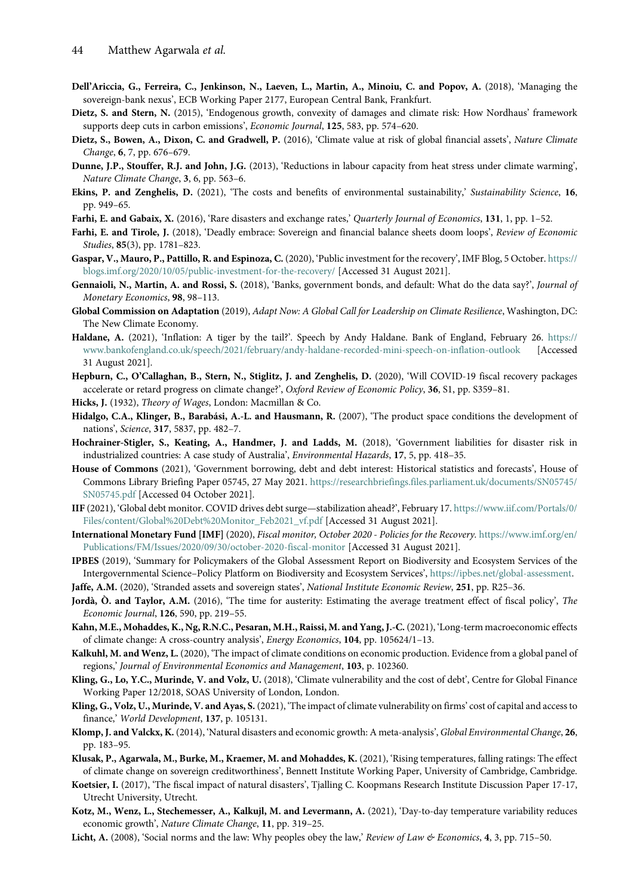**Dell'Ariccia, G., Ferreira, C., Jenkinson, N., Laeven, L., Martin, A., Minoiu, C. and Popov, A.** (2018), 'Managing the sovereign-bank nexus', ECB Working Paper 2177, European Central Bank, Frankfurt.

**Dietz, S. and Stern, N.** (2015), 'Endogenous growth, convexity of damages and climate risk: How Nordhaus' framework supports deep cuts in carbon emissions', *Economic Journal*, **125**, 583, pp. 574–620.

**Dietz, S., Bowen, A., Dixon, C. and Gradwell, P.** (2016), 'Climate value at risk of global financial assets', *Nature Climate Change*, **6**, 7, pp. 676–679.

**Dunne, J.P., Stouffer, R.J. and John, J.G.** (2013), 'Reductions in labour capacity from heat stress under climate warming', *Nature Climate Change*, **3**, 6, pp. 563–6.

**Ekins, P. and Zenghelis, D.** (2021), 'The costs and benefits of environmental sustainability,' *Sustainability Science*, **16**, pp. 949–65.

**Farhi, E. and Gabaix, X.** (2016), 'Rare disasters and exchange rates,' *Quarterly Journal of Economics*, **131**, 1, pp. 1–52.

**Farhi, E. and Tirole, J.** (2018), 'Deadly embrace: Sovereign and financial balance sheets doom loops', *Review of Economic Studies*, **85**(3), pp. 1781–823.

**Gaspar, V., Mauro, P., Pattillo, R. and Espinoza, C.** (2020), 'Public investment for the recovery', IMF Blog, 5 October. https://blogs.imf.org/2020/10/05/public-investment-for-the-recovery/ [Accessed 31 August 2021].

**Gennaioli, N., Martin, A. and Rossi, S.** (2018), 'Banks, government bonds, and default: What do the data say?', *Journal of Monetary Economics*, **98**, 98–113.

**Global Commission on Adaptation** (2019), *Adapt Now: A Global Call for Leadership on Climate Resilience*, Washington, DC: The New Climate Economy.

**Haldane, A.** (2021), 'Inflation: A tiger by the tail?'. Speech by Andy Haldane. Bank of England, February 26. https://www.bankofengland.co.uk/speech/2021/february/andy-haldane-recorded-mini-speech-on-inflation-outlook [Accessed 31 August 2021].

**Hepburn, C., O'Callaghan, B., Stern, N., Stiglitz, J. and Zenghelis, D.** (2020), 'Will COVID-19 fiscal recovery packages accelerate or retard progress on climate change?', *Oxford Review of Economic Policy*, **36**, S1, pp. S359–81.

**Hicks, J.** (1932), *Theory of Wages*, London: Macmillan & Co.

**Hidalgo, C.A., Klinger, B., Barabási, A.-L. and Hausmann, R.** (2007), 'The product space conditions the development of nations', *Science*, **317**, 5837, pp. 482–7.

**Hochrainer-Stigler, S., Keating, A., Handmer, J. and Ladds, M.** (2018), 'Government liabilities for disaster risk in industrialized countries: A case study of Australia', *Environmental Hazards*, **17**, 5, pp. 418–35.

**House of Commons** (2021), 'Government borrowing, debt and debt interest: Historical statistics and forecasts', House of Commons Library Briefing Paper 05745, 27 May 2021. https://researchbriefings.files.parliament.uk/documents/SN05745/SN05745.pdf [Accessed 04 October 2021].

**IIF** (2021), 'Global debt monitor. COVID drives debt surge—stabilization ahead?', February 17. https://www.iif.com/Portals/0/Files/content/Global%20Debt%20Monitor_Feb2021_vf.pdf [Accessed 31 August 2021].

**International Monetary Fund [IMF]** (2020), *Fiscal monitor, October 2020 - Policies for the Recovery*. https://www.imf.org/en/Publications/FM/Issues/2020/09/30/october-2020-fiscal-monitor [Accessed 31 August 2021].

**IPBES** (2019), 'Summary for Policymakers of the Global Assessment Report on Biodiversity and Ecosystem Services of the Intergovernmental Science–Policy Platform on Biodiversity and Ecosystem Services', https://ipbes.net/global-assessment.

**Jaffe, A.M.** (2020), 'Stranded assets and sovereign states', *National Institute Economic Review*, **251**, pp. R25–36.

**Jordà, Ò. and Taylor, A.M.** (2016), 'The time for austerity: Estimating the average treatment effect of fiscal policy', *The Economic Journal*, **126**, 590, pp. 219–55.

**Kahn, M.E., Mohaddes, K., Ng, R.N.C., Pesaran, M.H., Raissi, M. and Yang, J.-C.** (2021), 'Long-term macroeconomic effects of climate change: A cross-country analysis', *Energy Economics*, **104**, pp. 105624/1–13.

**Kalkuhl, M. and Wenz, L.** (2020), 'The impact of climate conditions on economic production. Evidence from a global panel of regions,' *Journal of Environmental Economics and Management*, **103**, p. 102360.

**Kling, G., Lo, Y.C., Murinde, V. and Volz, U.** (2018), 'Climate vulnerability and the cost of debt', Centre for Global Finance Working Paper 12/2018, SOAS University of London, London.

**Kling, G., Volz, U., Murinde, V. and Ayas, S.** (2021), 'The impact of climate vulnerability on firms' cost of capital and access to finance,' *World Development*, **137**, p. 105131.

**Klomp, J. and Valckx, K.** (2014), 'Natural disasters and economic growth: A meta-analysis', *Global Environmental Change*, **26**, pp. 183–95.

**Klusak, P., Agarwala, M., Burke, M., Kraemer, M. and Mohaddes, K.** (2021), 'Rising temperatures, falling ratings: The effect of climate change on sovereign creditworthiness', Bennett Institute Working Paper, University of Cambridge, Cambridge.

**Koetsier, I.** (2017), 'The fiscal impact of natural disasters', Tjalling C. Koopmans Research Institute Discussion Paper 17-17, Utrecht University, Utrecht.

**Kotz, M., Wenz, L., Stechemesser, A., Kalkujl, M. and Levermann, A.** (2021), 'Day-to-day temperature variability reduces economic growth', *Nature Climate Change*, **11**, pp. 319–25.

**Licht, A.** (2008), 'Social norms and the law: Why peoples obey the law,' *Review of Law & Economics*, **4**, 3, pp. 715–50.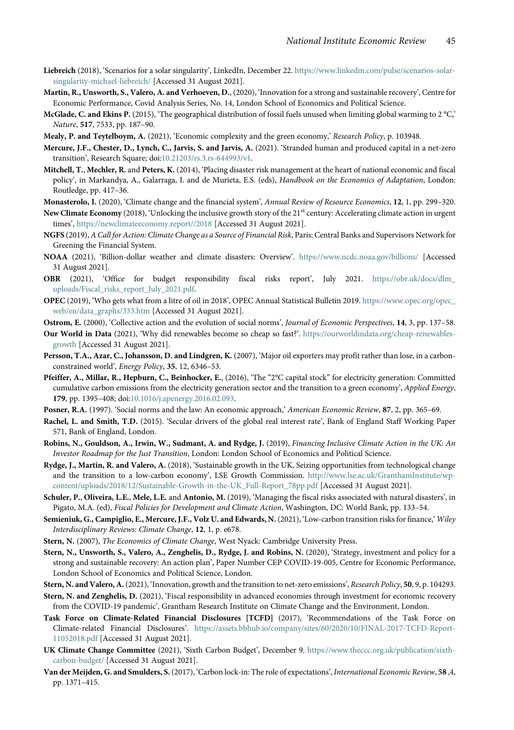**Liebreich** (2018), 'Scenarios for a solar singularity', LinkedIn, December 22. https://www.linkedin.com/pulse/scenarios-solar-singularity-michael-liebreich/ [Accessed 31 August 2021].

**Martin, R., Unsworth, S., Valero, A. and Verhoeven, D.**, (2020), 'Innovation for a strong and sustainable recovery', Centre for Economic Performance, Covid Analysis Series, No. 14, London School of Economics and Political Science.

**McGlade, C. and Ekins P.** (2015), 'The geographical distribution of fossil fuels unused when limiting global warming to 2 °C,' *Nature*, **517**, 7533, pp. 187–90.

**Mealy, P. and Teytelboym, A.** (2021), 'Economic complexity and the green economy,' *Research Policy*, p. 103948.

**Mercure, J.F., Chester, D., Lynch, C., Jarvis, S. and Jarvis, A.** (2021). 'Stranded human and produced capital in a net-zero transition', Research Square; doi:10.21203/rs.3.rs-644993/v1.

**Mitchell, T.**, **Mechler, R.** and **Peters, K.** (2014), 'Placing disaster risk management at the heart of national economic and fiscal policy', in Markandya, A., Galarraga, I. and de Murieta, E.S. (eds), *Handbook on the Economics of Adaptation*, London: Routledge, pp. 417–36.

**Monasterolo, I.** (2020), 'Climate change and the financial system', *Annual Review of Resource Economics*, **12**, 1, pp. 299–320.

**New Climate Economy** (2018), 'Unlocking the inclusive growth story of the 21st century: Accelerating climate action in urgent times', https://newclimateeconomy.report//2018 [Accessed 31 August 2021].

**NGFS** (2019), *A Call for Action: Climate Change as a Source of Financial Risk*, Paris: Central Banks and Supervisors Network for Greening the Financial System.

**NOAA** (2021), 'Billion-dollar weather and climate disasters: Overview'. https://www.ncdc.noaa.gov/billions/ [Accessed 31 August 2021].

**OBR** (2021), 'Office for budget responsibility fiscal risks report', July 2021. https://obr.uk/docs/dlm_uploads/Fiscal_risks_report_July_2021.pdf.

**OPEC** (2019), 'Who gets what from a litre of oil in 2018', OPEC Annual Statistical Bulletin 2019. https://www.opec.org/opec_web/en/data_graphs/333.htm [Accessed 31 August 2021].

**Ostrom, E.** (2000), 'Collective action and the evolution of social norms', *Journal of Economic Perspectives*, **14**, 3, pp. 137–58.

**Our World in Data** (2021), 'Why did renewables become so cheap so fast?'. https://ourworldindata.org/cheap-renewables-growth [Accessed 31 August 2021].

**Persson, T.A., Azar, C., Johansson, D. and Lindgren, K.** (2007), 'Major oil exporters may profit rather than lose, in a carbon-constrained world', *Energy Policy*, **35**, 12, 6346–53.

**Pfeiffer, A., Millar, R., Hepburn, C., Beinhocker, E.**, (2016), 'The "2°C capital stock" for electricity generation: Committed cumulative carbon emissions from the electricity generation sector and the transition to a green economy', *Applied Energy*, **179**, pp. 1395–408; doi:10.1016/j.apenergy.2016.02.093.

**Posner, R.A.** (1997). 'Social norms and the law: An economic approach,' *American Economic Review*, **87**, 2, pp. 365–69.

**Rachel, L. and Smith, T.D.** (2015). 'Secular drivers of the global real interest rate', Bank of England Staff Working Paper 571, Bank of England, London.

**Robins, N., Gouldson, A., Irwin, W., Sudmant, A. and Rydge, J.** (2019), *Financing Inclusive Climate Action in the UK: An Investor Roadmap for the Just Transition*, London: London School of Economics and Political Science.

**Rydge, J., Martin, R. and Valero, A.** (2018), 'Sustainable growth in the UK, Seizing opportunities from technological change and the transition to a low-carbon economy', LSE Growth Commission. http://www.lse.ac.uk/GranthamInstitute/wp-content/uploads/2018/12/Sustainable-Growth-in-the-UK_Full-Report_78pp.pdf [Accessed 31 August 2021].

**Schuler, P.**, **Oliveira, L.E.**, **Mele, L.E.** and **Antonio, M.** (2019), 'Managing the fiscal risks associated with natural disasters', in Pigato, M.A. (ed), *Fiscal Policies for Development and Climate Action*, Washington, DC: World Bank, pp. 133–54.

**Semieniuk, G., Campiglio, E., Mercure, J.F., Volz U. and Edwards, N.** (2021), 'Low-carbon transition risks for finance,' *Wiley Interdisciplinary Reviews: Climate Change*, **12**, 1, p. e678.

**Stern, N.** (2007), *The Economics of Climate Change*, West Nyack: Cambridge University Press.

**Stern, N., Unsworth, S., Valero, A., Zenghelis, D., Rydge, J. and Robins, N.** (2020), 'Strategy, investment and policy for a strong and sustainable recovery: An action plan', Paper Number CEP COVID-19-005, Centre for Economic Performance, London School of Economics and Political Science, London.

**Stern, N. and Valero, A.** (2021), 'Innovation, growth and the transition to net-zero emissions', *Research Policy*, **50**, 9, p. 104293.

**Stern, N. and Zenghelis, D.** (2021), 'Fiscal responsibility in advanced economies through investment for economic recovery from the COVID-19 pandemic', Grantham Research Institute on Climate Change and the Environment, London.

**Task Force on Climate-Related Financial Disclosures [TCFD]** (2017), 'Recommendations of the Task Force on Climate-related Financial Disclosures'. https://assets.bbhub.io/company/sites/60/2020/10/FINAL-2017-TCFD-Report-11052018.pdf [Accessed 31 August 2021].

**UK Climate Change Committee** (2021), 'Sixth Carbon Budget', December 9. https://www.theccc.org.uk/publication/sixth-carbon-budget/ [Accessed 31 August 2021].

**Van der Meijden, G. and Smulders, S.** (2017), 'Carbon lock-in: The role of expectations', *International Economic Review*, **58** ,4, pp. 1371–415.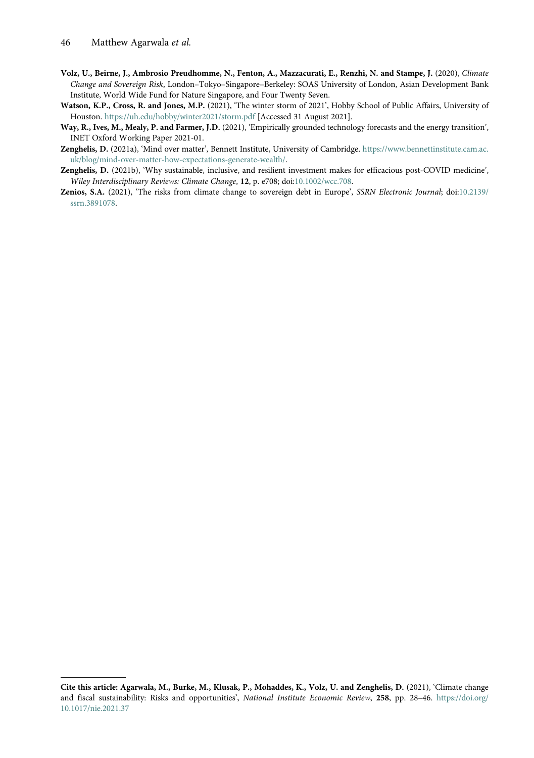**Volz, U., Beirne, J., Ambrosio Preudhomme, N., Fenton, A., Mazzacurati, E., Renzhi, N. and Stampe, J.** (2020), *Climate Change and Sovereign Risk*, London–Tokyo–Singapore–Berkeley: SOAS University of London, Asian Development Bank Institute, World Wide Fund for Nature Singapore, and Four Twenty Seven.

**Watson, K.P., Cross, R. and Jones, M.P.** (2021), 'The winter storm of 2021', Hobby School of Public Affairs, University of Houston. https://uh.edu/hobby/winter2021/storm.pdf [Accessed 31 August 2021].

**Way, R., Ives, M., Mealy, P. and Farmer, J.D.** (2021), 'Empirically grounded technology forecasts and the energy transition', INET Oxford Working Paper 2021-01.

**Zenghelis, D.** (2021a), 'Mind over matter', Bennett Institute, University of Cambridge. https://www.bennettinstitute.cam.ac.uk/blog/mind-over-matter-how-expectations-generate-wealth/.

**Zenghelis, D.** (2021b), 'Why sustainable, inclusive, and resilient investment makes for efficacious post-COVID medicine', *Wiley Interdisciplinary Reviews: Climate Change*, **12**, p. e708; doi:10.1002/wcc.708.

**Zenios, S.A.** (2021), 'The risks from climate change to sovereign debt in Europe', *SSRN Electronic Journal*; doi:10.2139/ssrn.3891078.

---

**Cite this article: Agarwala, M., Burke, M., Klusak, P., Mohaddes, K., Volz, U. and Zenghelis, D.** (2021), 'Climate change and fiscal sustainability: Risks and opportunities', *National Institute Economic Review*, **258**, pp. 28–46. https://doi.org/10.1017/nie.2021.37